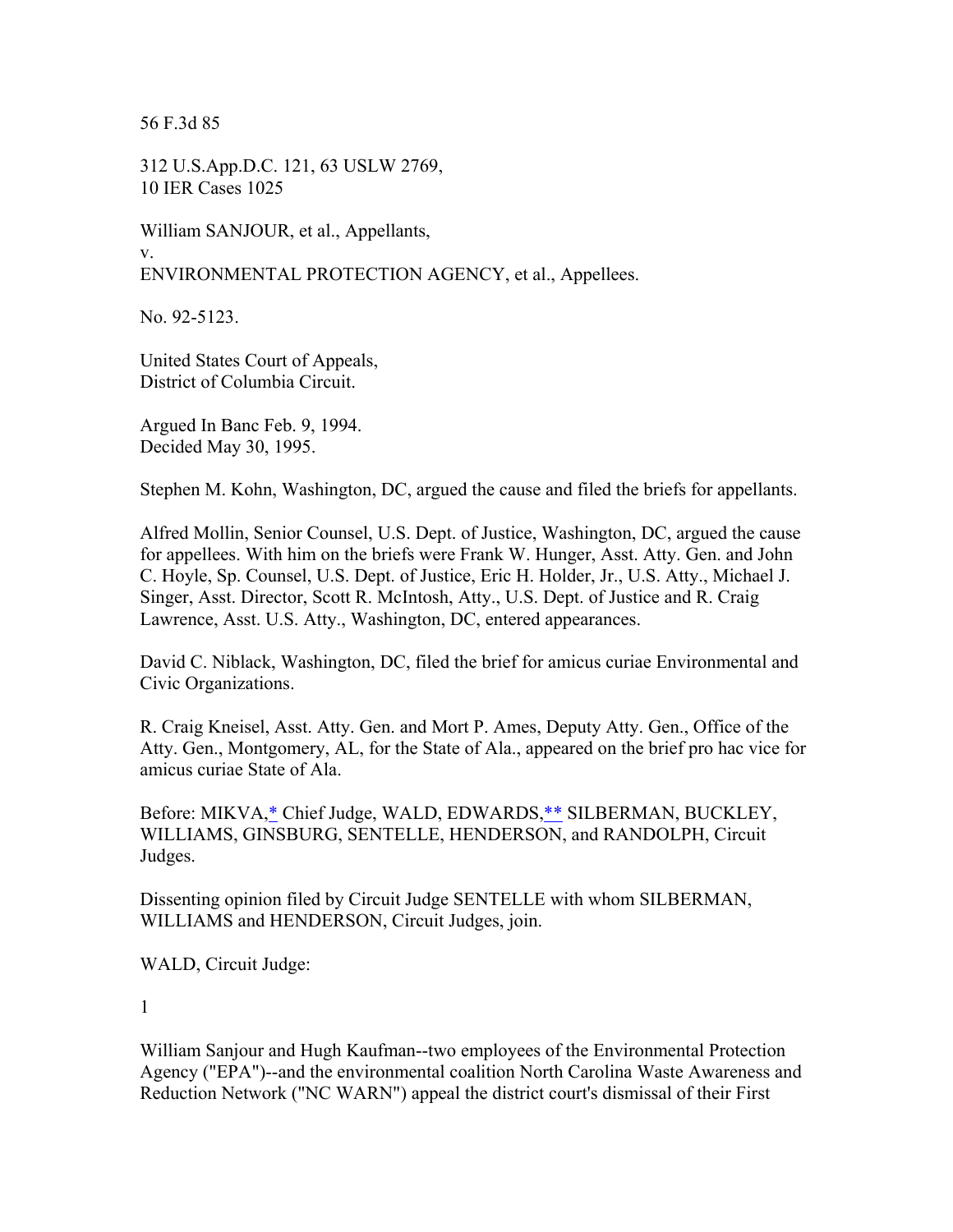56 F.3d 85

312 U.S.App.D.C. 121, 63 USLW 2769,
10 IER Cases 1025

William SANJOUR, et al., Appellants,
v.
ENVIRONMENTAL PROTECTION AGENCY, et al., Appellees.

No. 92-5123.

United States Court of Appeals,
District of Columbia Circuit.

Argued In Banc Feb. 9, 1994.
Decided May 30, 1995.

Stephen M. Kohn, Washington, DC, argued the cause and filed the briefs for appellants.

Alfred Mollin, Senior Counsel, U.S. Dept. of Justice, Washington, DC, argued the cause for appellees. With him on the briefs were Frank W. Hunger, Asst. Atty. Gen. and John C. Hoyle, Sp. Counsel, U.S. Dept. of Justice, Eric H. Holder, Jr., U.S. Atty., Michael J. Singer, Asst. Director, Scott R. McIntosh, Atty., U.S. Dept. of Justice and R. Craig Lawrence, Asst. U.S. Atty., Washington, DC, entered appearances.

David C. Niblack, Washington, DC, filed the brief for amicus curiae Environmental and Civic Organizations.

R. Craig Kneisel, Asst. Atty. Gen. and Mort P. Ames, Deputy Atty. Gen., Office of the Atty. Gen., Montgomery, AL, for the State of Ala., appeared on the brief pro hac vice for amicus curiae State of Ala.

Before: MIKVA,* Chief Judge, WALD, EDWARDS,** SILBERMAN, BUCKLEY, WILLIAMS, GINSBURG, SENTELLE, HENDERSON, and RANDOLPH, Circuit Judges.

Dissenting opinion filed by Circuit Judge SENTELLE with whom SILBERMAN, WILLIAMS and HENDERSON, Circuit Judges, join.

WALD, Circuit Judge:

1

William Sanjour and Hugh Kaufman--two employees of the Environmental Protection Agency ("EPA")--and the environmental coalition North Carolina Waste Awareness and Reduction Network ("NC WARN") appeal the district court's dismissal of their First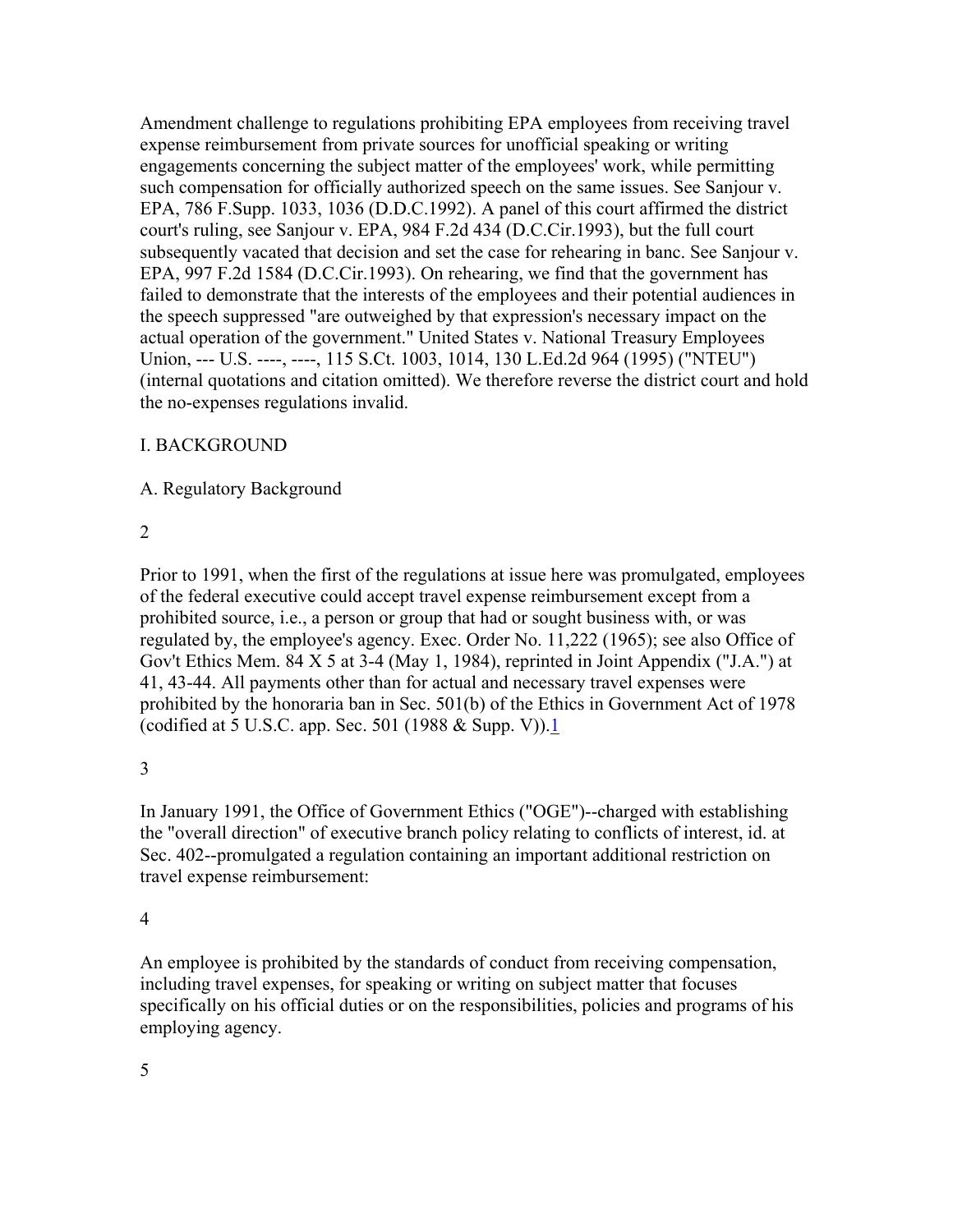Amendment challenge to regulations prohibiting EPA employees from receiving travel expense reimbursement from private sources for unofficial speaking or writing engagements concerning the subject matter of the employees' work, while permitting such compensation for officially authorized speech on the same issues. See Sanjour v. EPA, 786 F.Supp. 1033, 1036 (D.D.C.1992). A panel of this court affirmed the district court's ruling, see Sanjour v. EPA, 984 F.2d 434 (D.C.Cir.1993), but the full court subsequently vacated that decision and set the case for rehearing in banc. See Sanjour v. EPA, 997 F.2d 1584 (D.C.Cir.1993). On rehearing, we find that the government has failed to demonstrate that the interests of the employees and their potential audiences in the speech suppressed "are outweighed by that expression's necessary impact on the actual operation of the government." United States v. National Treasury Employees Union, --- U.S. ----, ----, 115 S.Ct. 1003, 1014, 130 L.Ed.2d 964 (1995) ("NTEU") (internal quotations and citation omitted). We therefore reverse the district court and hold the no-expenses regulations invalid.

## I. BACKGROUND

### A. Regulatory Background

2

Prior to 1991, when the first of the regulations at issue here was promulgated, employees of the federal executive could accept travel expense reimbursement except from a prohibited source, i.e., a person or group that had or sought business with, or was regulated by, the employee's agency. Exec. Order No. 11,222 (1965); see also Office of Gov't Ethics Mem. 84 X 5 at 3-4 (May 1, 1984), reprinted in Joint Appendix ("J.A.") at 41, 43-44. All payments other than for actual and necessary travel expenses were prohibited by the honoraria ban in Sec. 501(b) of the Ethics in Government Act of 1978 (codified at 5 U.S.C. app. Sec. 501 (1988 & Supp. V)).[1]

3

In January 1991, the Office of Government Ethics ("OGE")--charged with establishing the "overall direction" of executive branch policy relating to conflicts of interest, id. at Sec. 402--promulgated a regulation containing an important additional restriction on travel expense reimbursement:

4

An employee is prohibited by the standards of conduct from receiving compensation, including travel expenses, for speaking or writing on subject matter that focuses specifically on his official duties or on the responsibilities, policies and programs of his employing agency.

5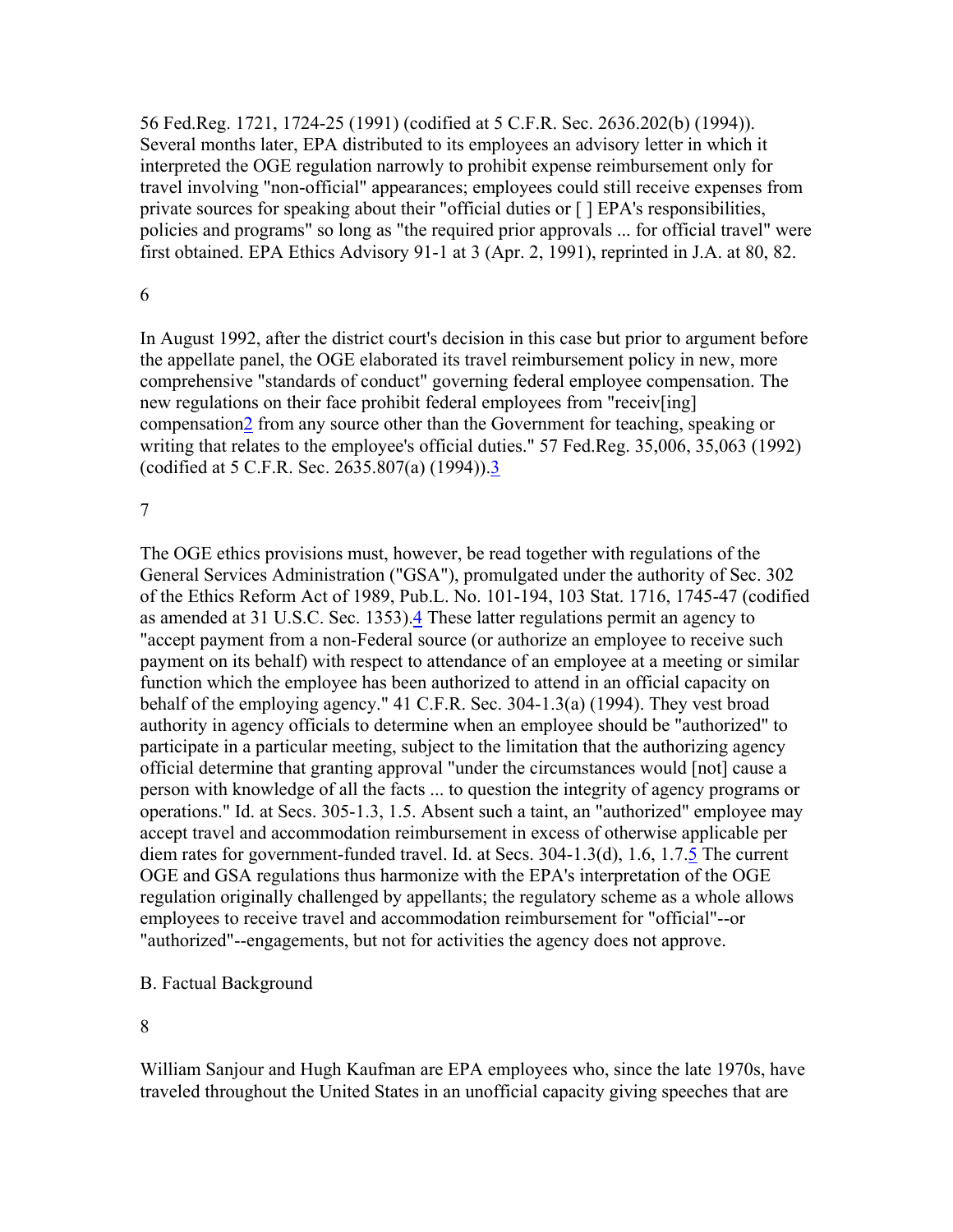56 Fed.Reg. 1721, 1724-25 (1991) (codified at 5 C.F.R. Sec. 2636.202(b) (1994)). Several months later, EPA distributed to its employees an advisory letter in which it interpreted the OGE regulation narrowly to prohibit expense reimbursement only for travel involving "non-official" appearances; employees could still receive expenses from private sources for speaking about their "official duties or [ ] EPA's responsibilities, policies and programs" so long as "the required prior approvals ... for official travel" were first obtained. EPA Ethics Advisory 91-1 at 3 (Apr. 2, 1991), reprinted in J.A. at 80, 82.

6

In August 1992, after the district court's decision in this case but prior to argument before the appellate panel, the OGE elaborated its travel reimbursement policy in new, more comprehensive "standards of conduct" governing federal employee compensation. The new regulations on their face prohibit federal employees from "receiv[ing] compensation[2] from any source other than the Government for teaching, speaking or writing that relates to the employee's official duties." 57 Fed.Reg. 35,006, 35,063 (1992) (codified at 5 C.F.R. Sec. 2635.807(a) (1994)).[3]

7

The OGE ethics provisions must, however, be read together with regulations of the General Services Administration ("GSA"), promulgated under the authority of Sec. 302 of the Ethics Reform Act of 1989, Pub.L. No. 101-194, 103 Stat. 1716, 1745-47 (codified as amended at 31 U.S.C. Sec. 1353).[4] These latter regulations permit an agency to "accept payment from a non-Federal source (or authorize an employee to receive such payment on its behalf) with respect to attendance of an employee at a meeting or similar function which the employee has been authorized to attend in an official capacity on behalf of the employing agency." 41 C.F.R. Sec. 304-1.3(a) (1994). They vest broad authority in agency officials to determine when an employee should be "authorized" to participate in a particular meeting, subject to the limitation that the authorizing agency official determine that granting approval "under the circumstances would [not] cause a person with knowledge of all the facts ... to question the integrity of agency programs or operations." Id. at Secs. 305-1.3, 1.5. Absent such a taint, an "authorized" employee may accept travel and accommodation reimbursement in excess of otherwise applicable per diem rates for government-funded travel. Id. at Secs. 304-1.3(d), 1.6, 1.7.[5] The current OGE and GSA regulations thus harmonize with the EPA's interpretation of the OGE regulation originally challenged by appellants; the regulatory scheme as a whole allows employees to receive travel and accommodation reimbursement for "official"--or "authorized"--engagements, but not for activities the agency does not approve.

B. Factual Background

8

William Sanjour and Hugh Kaufman are EPA employees who, since the late 1970s, have traveled throughout the United States in an unofficial capacity giving speeches that are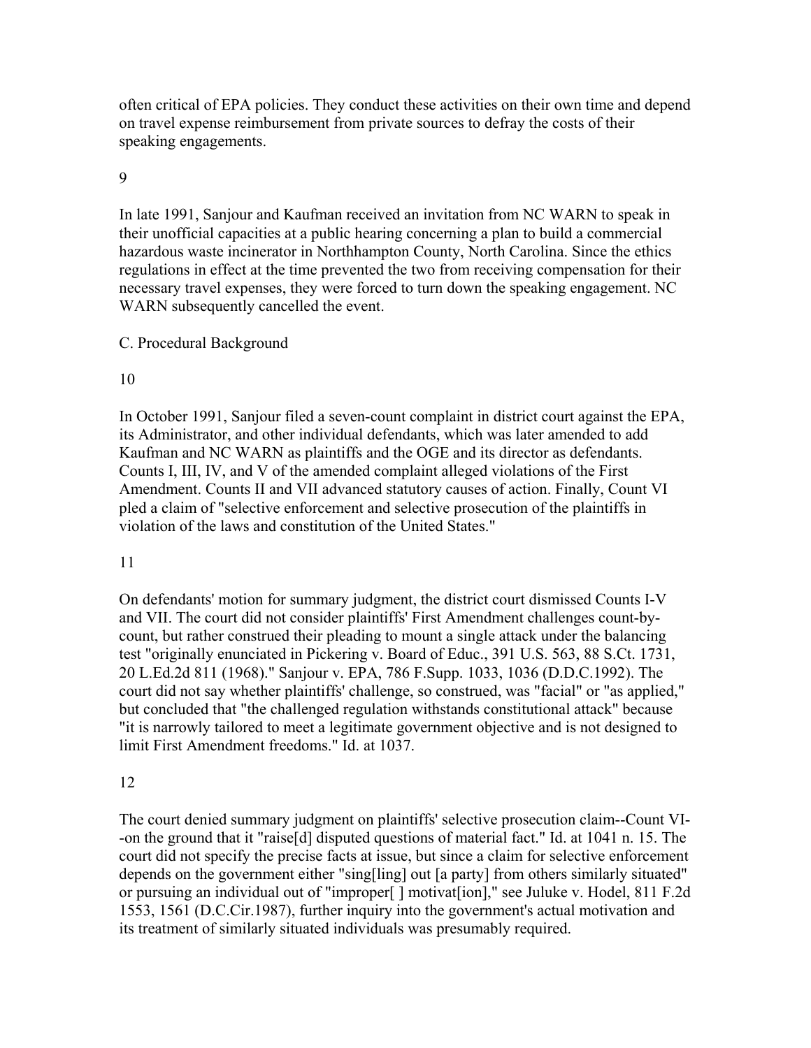often critical of EPA policies. They conduct these activities on their own time and depend on travel expense reimbursement from private sources to defray the costs of their speaking engagements.

9

In late 1991, Sanjour and Kaufman received an invitation from NC WARN to speak in their unofficial capacities at a public hearing concerning a plan to build a commercial hazardous waste incinerator in Northhampton County, North Carolina. Since the ethics regulations in effect at the time prevented the two from receiving compensation for their necessary travel expenses, they were forced to turn down the speaking engagement. NC WARN subsequently cancelled the event.

C. Procedural Background

10

In October 1991, Sanjour filed a seven-count complaint in district court against the EPA, its Administrator, and other individual defendants, which was later amended to add Kaufman and NC WARN as plaintiffs and the OGE and its director as defendants. Counts I, III, IV, and V of the amended complaint alleged violations of the First Amendment. Counts II and VII advanced statutory causes of action. Finally, Count VI pled a claim of "selective enforcement and selective prosecution of the plaintiffs in violation of the laws and constitution of the United States."

11

On defendants' motion for summary judgment, the district court dismissed Counts I-V and VII. The court did not consider plaintiffs' First Amendment challenges count-by-count, but rather construed their pleading to mount a single attack under the balancing test "originally enunciated in Pickering v. Board of Educ., 391 U.S. 563, 88 S.Ct. 1731, 20 L.Ed.2d 811 (1968)." Sanjour v. EPA, 786 F.Supp. 1033, 1036 (D.D.C.1992). The court did not say whether plaintiffs' challenge, so construed, was "facial" or "as applied," but concluded that "the challenged regulation withstands constitutional attack" because "it is narrowly tailored to meet a legitimate government objective and is not designed to limit First Amendment freedoms." Id. at 1037.

12

The court denied summary judgment on plaintiffs' selective prosecution claim--Count VI--on the ground that it "raise[d] disputed questions of material fact." Id. at 1041 n. 15. The court did not specify the precise facts at issue, but since a claim for selective enforcement depends on the government either "sing[ling] out [a party] from others similarly situated" or pursuing an individual out of "improper[ ] motivat[ion]," see Juluke v. Hodel, 811 F.2d 1553, 1561 (D.C.Cir.1987), further inquiry into the government's actual motivation and its treatment of similarly situated individuals was presumably required.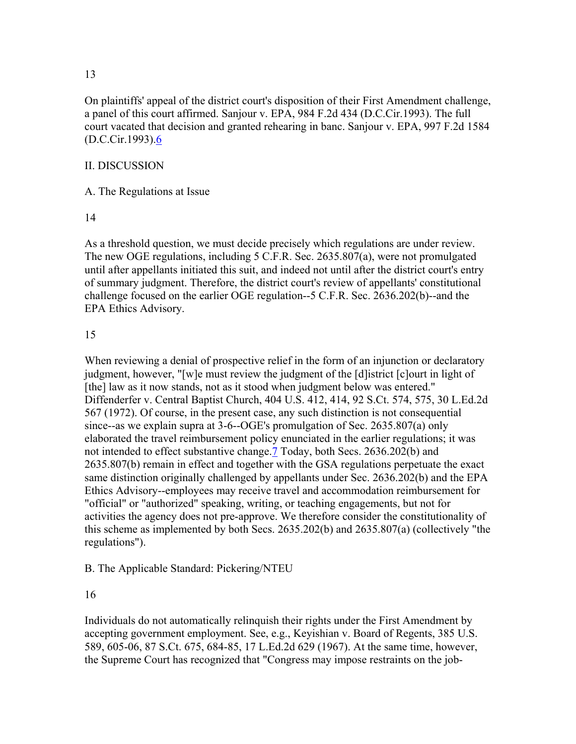13

On plaintiffs' appeal of the district court's disposition of their First Amendment challenge, a panel of this court affirmed. Sanjour v. EPA, 984 F.2d 434 (D.C.Cir.1993). The full court vacated that decision and granted rehearing in banc. Sanjour v. EPA, 997 F.2d 1584 (D.C.Cir.1993).[6]

II. DISCUSSION

A. The Regulations at Issue

14

As a threshold question, we must decide precisely which regulations are under review. The new OGE regulations, including 5 C.F.R. Sec. 2635.807(a), were not promulgated until after appellants initiated this suit, and indeed not until after the district court's entry of summary judgment. Therefore, the district court's review of appellants' constitutional challenge focused on the earlier OGE regulation--5 C.F.R. Sec. 2636.202(b)--and the EPA Ethics Advisory.

15

When reviewing a denial of prospective relief in the form of an injunction or declaratory judgment, however, "[w]e must review the judgment of the [d]istrict [c]ourt in light of [the] law as it now stands, not as it stood when judgment below was entered." Diffenderfer v. Central Baptist Church, 404 U.S. 412, 414, 92 S.Ct. 574, 575, 30 L.Ed.2d 567 (1972). Of course, in the present case, any such distinction is not consequential since--as we explain supra at 3-6--OGE's promulgation of Sec. 2635.807(a) only elaborated the travel reimbursement policy enunciated in the earlier regulations; it was not intended to effect substantive change.[7] Today, both Secs. 2636.202(b) and 2635.807(b) remain in effect and together with the GSA regulations perpetuate the exact same distinction originally challenged by appellants under Sec. 2636.202(b) and the EPA Ethics Advisory--employees may receive travel and accommodation reimbursement for "official" or "authorized" speaking, writing, or teaching engagements, but not for activities the agency does not pre-approve. We therefore consider the constitutionality of this scheme as implemented by both Secs. 2635.202(b) and 2635.807(a) (collectively "the regulations").

B. The Applicable Standard: Pickering/NTEU

16

Individuals do not automatically relinquish their rights under the First Amendment by accepting government employment. See, e.g., Keyishian v. Board of Regents, 385 U.S. 589, 605-06, 87 S.Ct. 675, 684-85, 17 L.Ed.2d 629 (1967). At the same time, however, the Supreme Court has recognized that "Congress may impose restraints on the job-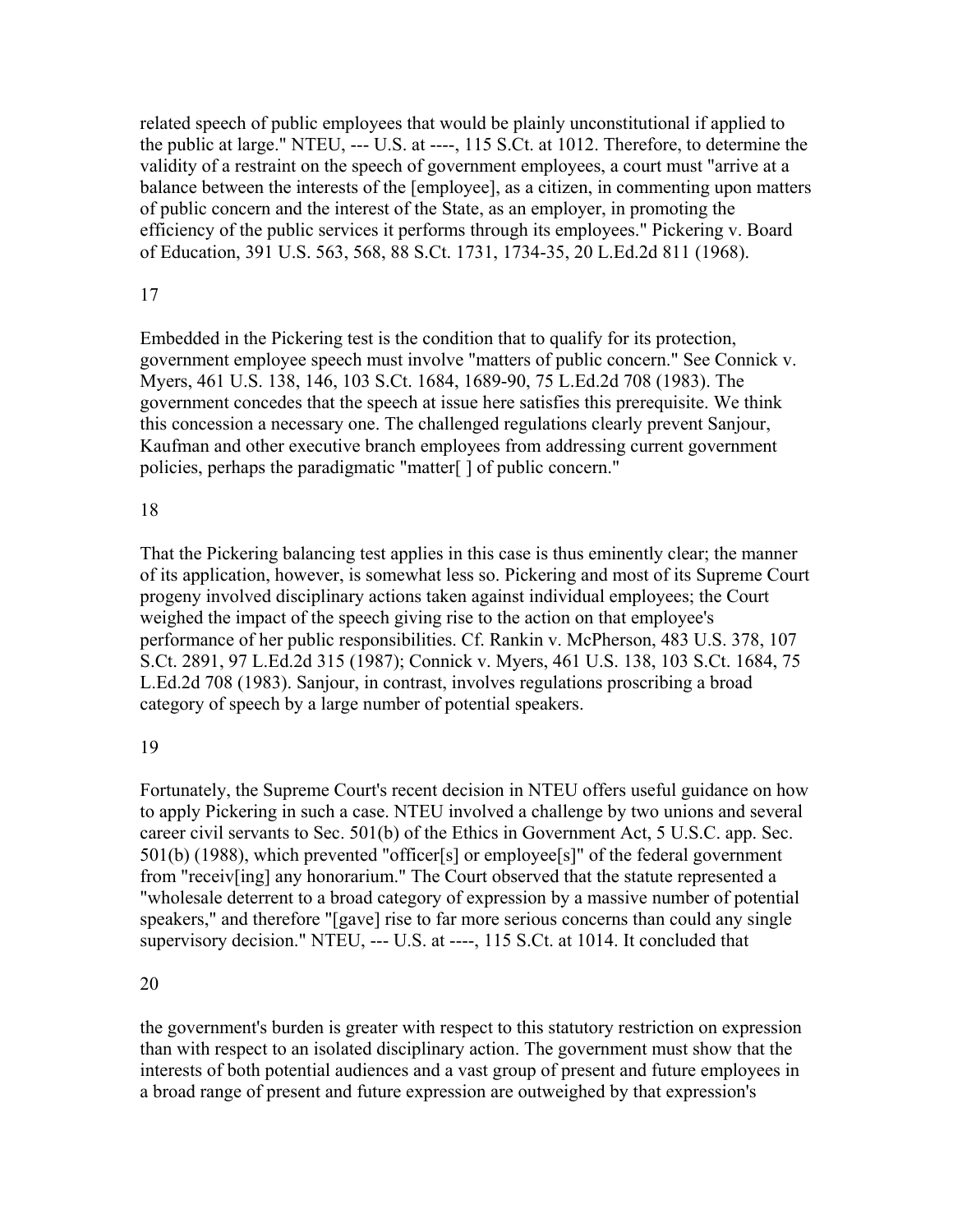related speech of public employees that would be plainly unconstitutional if applied to the public at large." NTEU, --- U.S. at ----, 115 S.Ct. at 1012. Therefore, to determine the validity of a restraint on the speech of government employees, a court must "arrive at a balance between the interests of the [employee], as a citizen, in commenting upon matters of public concern and the interest of the State, as an employer, in promoting the efficiency of the public services it performs through its employees." Pickering v. Board of Education, 391 U.S. 563, 568, 88 S.Ct. 1731, 1734-35, 20 L.Ed.2d 811 (1968).

17

Embedded in the Pickering test is the condition that to qualify for its protection, government employee speech must involve "matters of public concern." See Connick v. Myers, 461 U.S. 138, 146, 103 S.Ct. 1684, 1689-90, 75 L.Ed.2d 708 (1983). The government concedes that the speech at issue here satisfies this prerequisite. We think this concession a necessary one. The challenged regulations clearly prevent Sanjour, Kaufman and other executive branch employees from addressing current government policies, perhaps the paradigmatic "matter[ ] of public concern."

18

That the Pickering balancing test applies in this case is thus eminently clear; the manner of its application, however, is somewhat less so. Pickering and most of its Supreme Court progeny involved disciplinary actions taken against individual employees; the Court weighed the impact of the speech giving rise to the action on that employee's performance of her public responsibilities. Cf. Rankin v. McPherson, 483 U.S. 378, 107 S.Ct. 2891, 97 L.Ed.2d 315 (1987); Connick v. Myers, 461 U.S. 138, 103 S.Ct. 1684, 75 L.Ed.2d 708 (1983). Sanjour, in contrast, involves regulations proscribing a broad category of speech by a large number of potential speakers.

19

Fortunately, the Supreme Court's recent decision in NTEU offers useful guidance on how to apply Pickering in such a case. NTEU involved a challenge by two unions and several career civil servants to Sec. 501(b) of the Ethics in Government Act, 5 U.S.C. app. Sec. 501(b) (1988), which prevented "officer[s] or employee[s]" of the federal government from "receiv[ing] any honorarium." The Court observed that the statute represented a "wholesale deterrent to a broad category of expression by a massive number of potential speakers," and therefore "[gave] rise to far more serious concerns than could any single supervisory decision." NTEU, --- U.S. at ----, 115 S.Ct. at 1014. It concluded that

20

the government's burden is greater with respect to this statutory restriction on expression than with respect to an isolated disciplinary action. The government must show that the interests of both potential audiences and a vast group of present and future employees in a broad range of present and future expression are outweighed by that expression's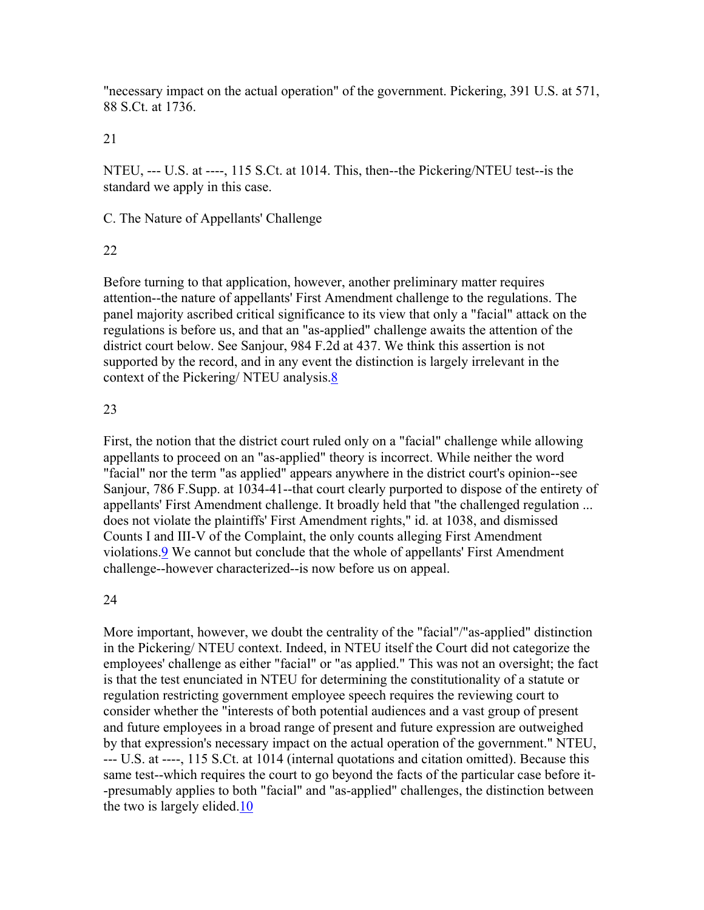"necessary impact on the actual operation" of the government. Pickering, 391 U.S. at 571, 88 S.Ct. at 1736.

21

NTEU, --- U.S. at ----, 115 S.Ct. at 1014. This, then--the Pickering/NTEU test--is the standard we apply in this case.

C. The Nature of Appellants' Challenge

22

Before turning to that application, however, another preliminary matter requires attention--the nature of appellants' First Amendment challenge to the regulations. The panel majority ascribed critical significance to its view that only a "facial" attack on the regulations is before us, and that an "as-applied" challenge awaits the attention of the district court below. See Sanjour, 984 F.2d at 437. We think this assertion is not supported by the record, and in any event the distinction is largely irrelevant in the context of the Pickering/ NTEU analysis.8

23

First, the notion that the district court ruled only on a "facial" challenge while allowing appellants to proceed on an "as-applied" theory is incorrect. While neither the word "facial" nor the term "as applied" appears anywhere in the district court's opinion--see Sanjour, 786 F.Supp. at 1034-41--that court clearly purported to dispose of the entirety of appellants' First Amendment challenge. It broadly held that "the challenged regulation ... does not violate the plaintiffs' First Amendment rights," id. at 1038, and dismissed Counts I and III-V of the Complaint, the only counts alleging First Amendment violations.9 We cannot but conclude that the whole of appellants' First Amendment challenge--however characterized--is now before us on appeal.

24

More important, however, we doubt the centrality of the "facial"/"as-applied" distinction in the Pickering/ NTEU context. Indeed, in NTEU itself the Court did not categorize the employees' challenge as either "facial" or "as applied." This was not an oversight; the fact is that the test enunciated in NTEU for determining the constitutionality of a statute or regulation restricting government employee speech requires the reviewing court to consider whether the "interests of both potential audiences and a vast group of present and future employees in a broad range of present and future expression are outweighed by that expression's necessary impact on the actual operation of the government." NTEU, --- U.S. at ----, 115 S.Ct. at 1014 (internal quotations and citation omitted). Because this same test--which requires the court to go beyond the facts of the particular case before it--presumably applies to both "facial" and "as-applied" challenges, the distinction between the two is largely elided.10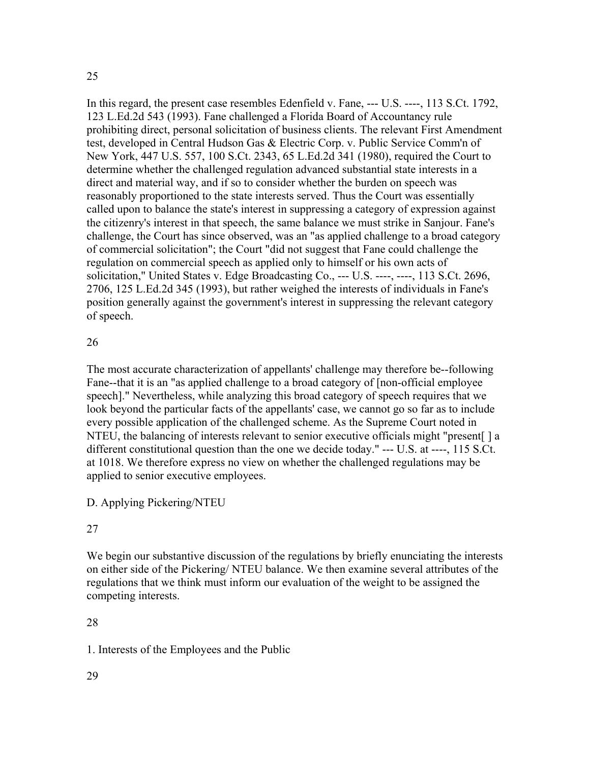25

In this regard, the present case resembles Edenfield v. Fane, --- U.S. ----, 113 S.Ct. 1792, 123 L.Ed.2d 543 (1993). Fane challenged a Florida Board of Accountancy rule prohibiting direct, personal solicitation of business clients. The relevant First Amendment test, developed in Central Hudson Gas & Electric Corp. v. Public Service Comm'n of New York, 447 U.S. 557, 100 S.Ct. 2343, 65 L.Ed.2d 341 (1980), required the Court to determine whether the challenged regulation advanced substantial state interests in a direct and material way, and if so to consider whether the burden on speech was reasonably proportioned to the state interests served. Thus the Court was essentially called upon to balance the state's interest in suppressing a category of expression against the citizenry's interest in that speech, the same balance we must strike in Sanjour. Fane's challenge, the Court has since observed, was an "as applied challenge to a broad category of commercial solicitation"; the Court "did not suggest that Fane could challenge the regulation on commercial speech as applied only to himself or his own acts of solicitation," United States v. Edge Broadcasting Co., --- U.S. ----, ----, 113 S.Ct. 2696, 2706, 125 L.Ed.2d 345 (1993), but rather weighed the interests of individuals in Fane's position generally against the government's interest in suppressing the relevant category of speech.

26

The most accurate characterization of appellants' challenge may therefore be--following Fane--that it is an "as applied challenge to a broad category of [non-official employee speech]." Nevertheless, while analyzing this broad category of speech requires that we look beyond the particular facts of the appellants' case, we cannot go so far as to include every possible application of the challenged scheme. As the Supreme Court noted in NTEU, the balancing of interests relevant to senior executive officials might "present[ ] a different constitutional question than the one we decide today." --- U.S. at ----, 115 S.Ct. at 1018. We therefore express no view on whether the challenged regulations may be applied to senior executive employees.

D. Applying Pickering/NTEU

27

We begin our substantive discussion of the regulations by briefly enunciating the interests on either side of the Pickering/ NTEU balance. We then examine several attributes of the regulations that we think must inform our evaluation of the weight to be assigned the competing interests.

28

1. Interests of the Employees and the Public

29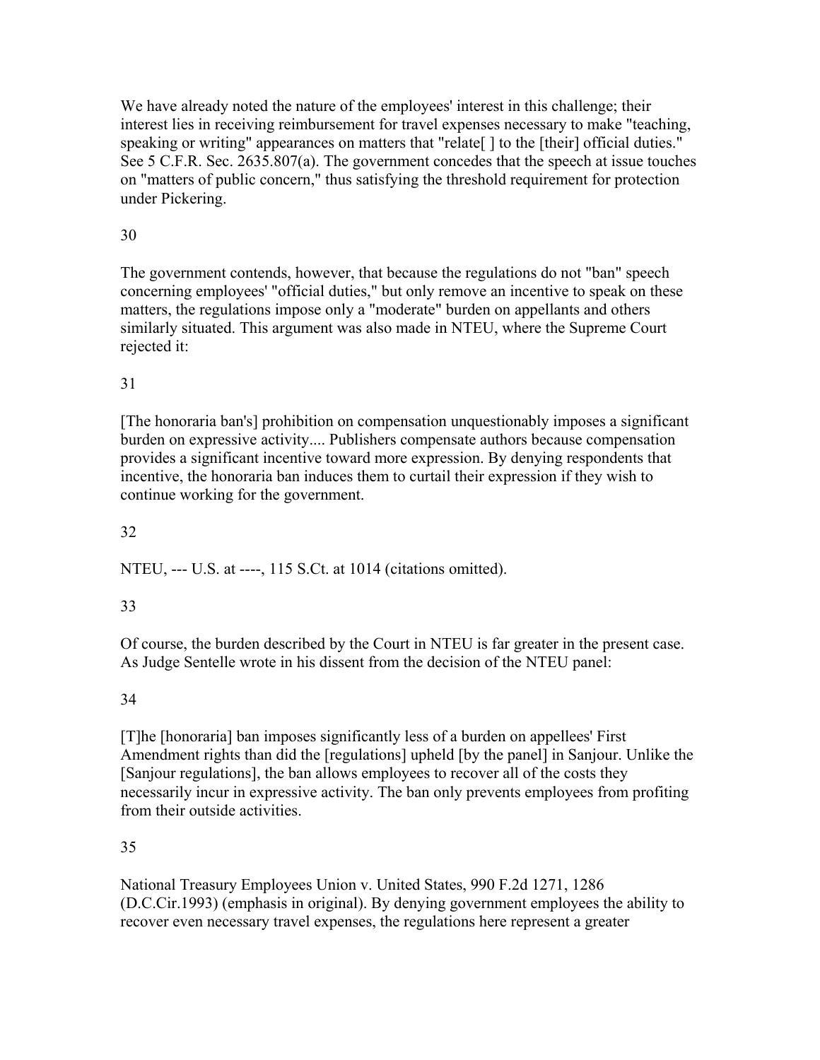We have already noted the nature of the employees' interest in this challenge; their interest lies in receiving reimbursement for travel expenses necessary to make "teaching, speaking or writing" appearances on matters that "relate[ ] to the [their] official duties." See 5 C.F.R. Sec. 2635.807(a). The government concedes that the speech at issue touches on "matters of public concern," thus satisfying the threshold requirement for protection under Pickering.

30

The government contends, however, that because the regulations do not "ban" speech concerning employees' "official duties," but only remove an incentive to speak on these matters, the regulations impose only a "moderate" burden on appellants and others similarly situated. This argument was also made in NTEU, where the Supreme Court rejected it:

31

[The honoraria ban's] prohibition on compensation unquestionably imposes a significant burden on expressive activity.... Publishers compensate authors because compensation provides a significant incentive toward more expression. By denying respondents that incentive, the honoraria ban induces them to curtail their expression if they wish to continue working for the government.

32

NTEU, --- U.S. at ----, 115 S.Ct. at 1014 (citations omitted).

33

Of course, the burden described by the Court in NTEU is far greater in the present case. As Judge Sentelle wrote in his dissent from the decision of the NTEU panel:

34

[T]he [honoraria] ban imposes significantly less of a burden on appellees' First Amendment rights than did the [regulations] upheld [by the panel] in Sanjour. Unlike the [Sanjour regulations], the ban allows employees to recover all of the costs they necessarily incur in expressive activity. The ban only prevents employees from profiting from their outside activities.

35

National Treasury Employees Union v. United States, 990 F.2d 1271, 1286 (D.C.Cir.1993) (emphasis in original). By denying government employees the ability to recover even necessary travel expenses, the regulations here represent a greater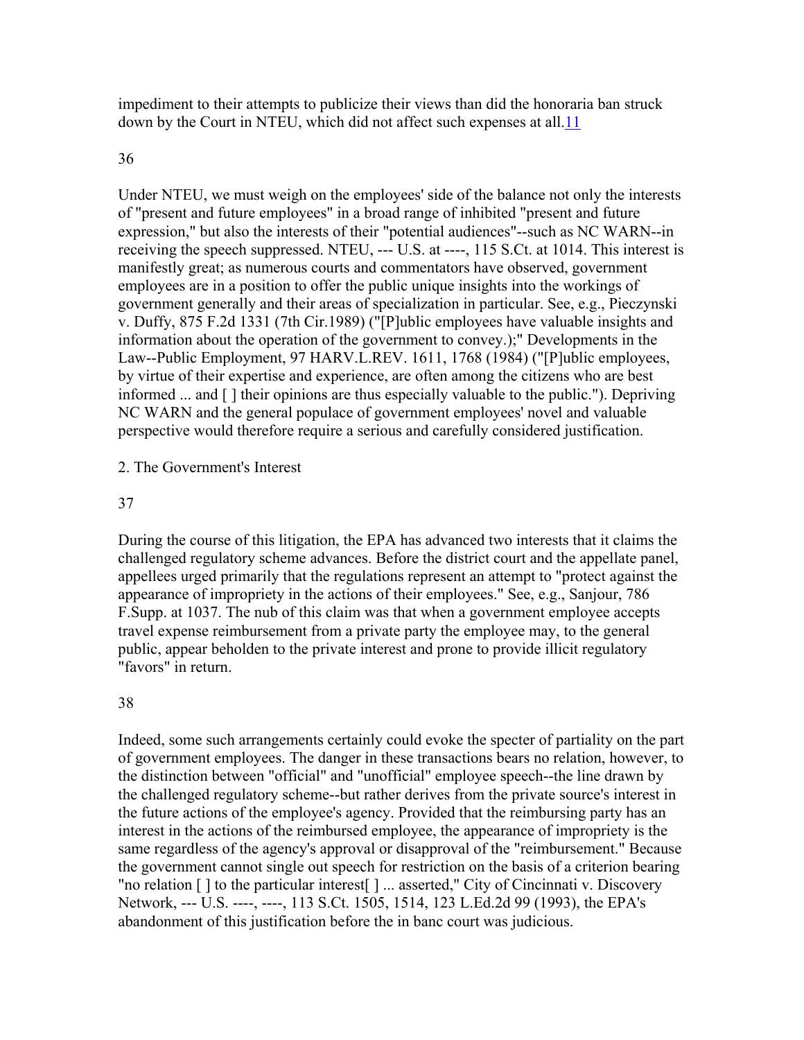impediment to their attempts to publicize their views than did the honoraria ban struck down by the Court in NTEU, which did not affect such expenses at all.11

36

Under NTEU, we must weigh on the employees' side of the balance not only the interests of "present and future employees" in a broad range of inhibited "present and future expression," but also the interests of their "potential audiences"--such as NC WARN--in receiving the speech suppressed. NTEU, --- U.S. at ----, 115 S.Ct. at 1014. This interest is manifestly great; as numerous courts and commentators have observed, government employees are in a position to offer the public unique insights into the workings of government generally and their areas of specialization in particular. See, e.g., Pieczynski v. Duffy, 875 F.2d 1331 (7th Cir.1989) ("[P]ublic employees have valuable insights and information about the operation of the government to convey.);" Developments in the Law--Public Employment, 97 HARV.L.REV. 1611, 1768 (1984) ("[P]ublic employees, by virtue of their expertise and experience, are often among the citizens who are best informed ... and [ ] their opinions are thus especially valuable to the public."). Depriving NC WARN and the general populace of government employees' novel and valuable perspective would therefore require a serious and carefully considered justification.

2. The Government's Interest

37

During the course of this litigation, the EPA has advanced two interests that it claims the challenged regulatory scheme advances. Before the district court and the appellate panel, appellees urged primarily that the regulations represent an attempt to "protect against the appearance of impropriety in the actions of their employees." See, e.g., Sanjour, 786 F.Supp. at 1037. The nub of this claim was that when a government employee accepts travel expense reimbursement from a private party the employee may, to the general public, appear beholden to the private interest and prone to provide illicit regulatory "favors" in return.

38

Indeed, some such arrangements certainly could evoke the specter of partiality on the part of government employees. The danger in these transactions bears no relation, however, to the distinction between "official" and "unofficial" employee speech--the line drawn by the challenged regulatory scheme--but rather derives from the private source's interest in the future actions of the employee's agency. Provided that the reimbursing party has an interest in the actions of the reimbursed employee, the appearance of impropriety is the same regardless of the agency's approval or disapproval of the "reimbursement." Because the government cannot single out speech for restriction on the basis of a criterion bearing "no relation [ ] to the particular interest[ ] ... asserted," City of Cincinnati v. Discovery Network, --- U.S. ----, ----, 113 S.Ct. 1505, 1514, 123 L.Ed.2d 99 (1993), the EPA's abandonment of this justification before the in banc court was judicious.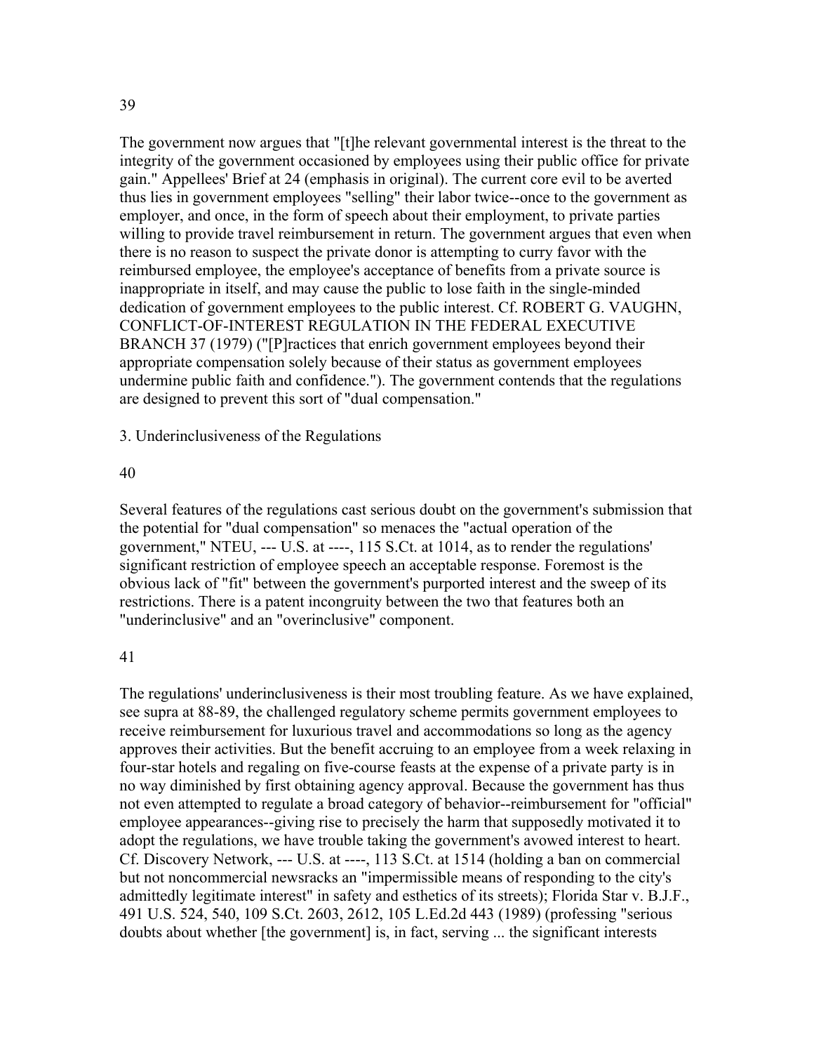39

The government now argues that "[t]he relevant governmental interest is the threat to the integrity of the government occasioned by employees using their public office for private gain." Appellees' Brief at 24 (emphasis in original). The current core evil to be averted thus lies in government employees "selling" their labor twice--once to the government as employer, and once, in the form of speech about their employment, to private parties willing to provide travel reimbursement in return. The government argues that even when there is no reason to suspect the private donor is attempting to curry favor with the reimbursed employee, the employee's acceptance of benefits from a private source is inappropriate in itself, and may cause the public to lose faith in the single-minded dedication of government employees to the public interest. Cf. ROBERT G. VAUGHN, CONFLICT-OF-INTEREST REGULATION IN THE FEDERAL EXECUTIVE BRANCH 37 (1979) ("[P]ractices that enrich government employees beyond their appropriate compensation solely because of their status as government employees undermine public faith and confidence."). The government contends that the regulations are designed to prevent this sort of "dual compensation."

3. Underinclusiveness of the Regulations

40

Several features of the regulations cast serious doubt on the government's submission that the potential for "dual compensation" so menaces the "actual operation of the government," NTEU, --- U.S. at ----, 115 S.Ct. at 1014, as to render the regulations' significant restriction of employee speech an acceptable response. Foremost is the obvious lack of "fit" between the government's purported interest and the sweep of its restrictions. There is a patent incongruity between the two that features both an "underinclusive" and an "overinclusive" component.

41

The regulations' underinclusiveness is their most troubling feature. As we have explained, see supra at 88-89, the challenged regulatory scheme permits government employees to receive reimbursement for luxurious travel and accommodations so long as the agency approves their activities. But the benefit accruing to an employee from a week relaxing in four-star hotels and regaling on five-course feasts at the expense of a private party is in no way diminished by first obtaining agency approval. Because the government has thus not even attempted to regulate a broad category of behavior--reimbursement for "official" employee appearances--giving rise to precisely the harm that supposedly motivated it to adopt the regulations, we have trouble taking the government's avowed interest to heart. Cf. Discovery Network, --- U.S. at ----, 113 S.Ct. at 1514 (holding a ban on commercial but not noncommercial newsracks an "impermissible means of responding to the city's admittedly legitimate interest" in safety and esthetics of its streets); Florida Star v. B.J.F., 491 U.S. 524, 540, 109 S.Ct. 2603, 2612, 105 L.Ed.2d 443 (1989) (professing "serious doubts about whether [the government] is, in fact, serving ... the significant interests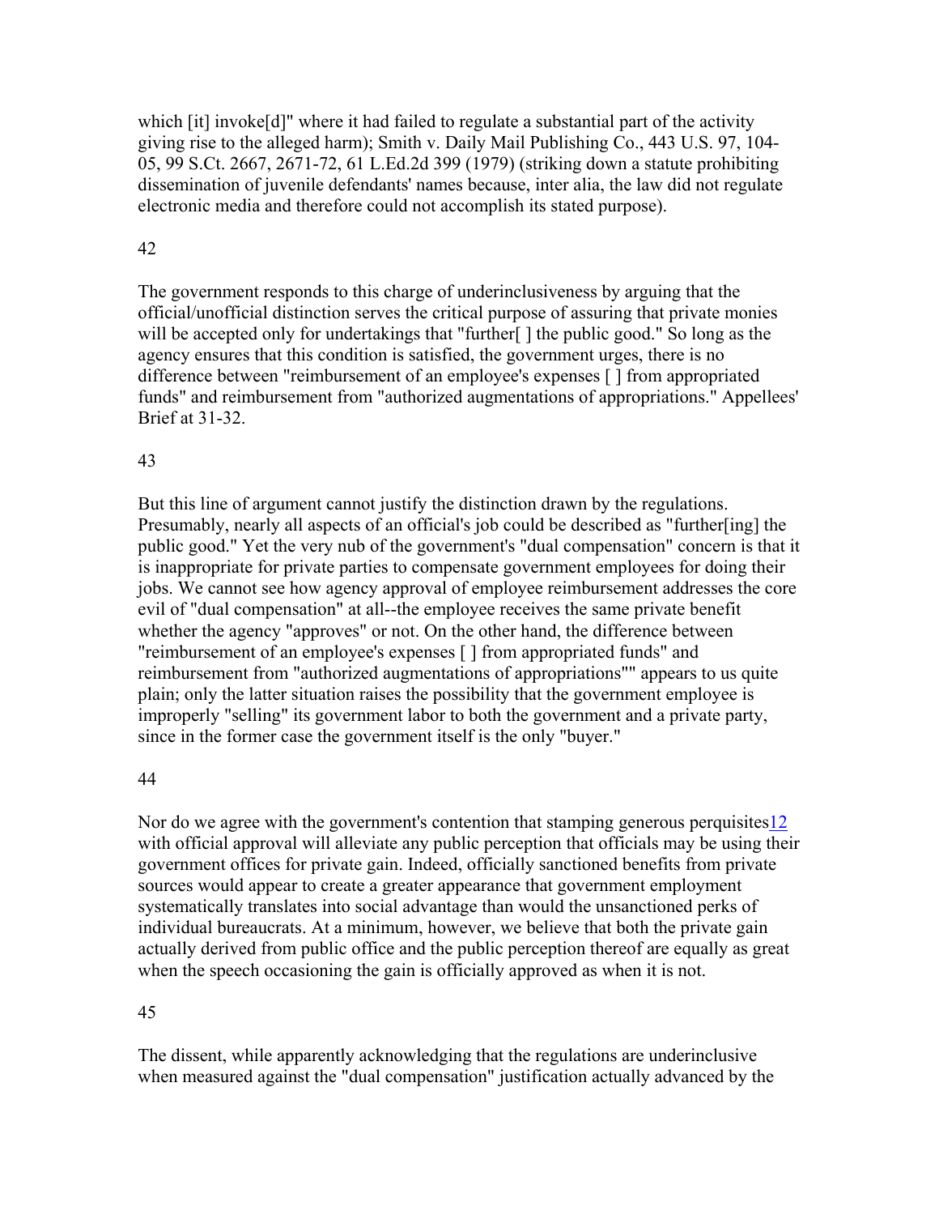which [it] invoke[d]" where it had failed to regulate a substantial part of the activity giving rise to the alleged harm); Smith v. Daily Mail Publishing Co., 443 U.S. 97, 104-05, 99 S.Ct. 2667, 2671-72, 61 L.Ed.2d 399 (1979) (striking down a statute prohibiting dissemination of juvenile defendants' names because, inter alia, the law did not regulate electronic media and therefore could not accomplish its stated purpose).

42

The government responds to this charge of underinclusiveness by arguing that the official/unofficial distinction serves the critical purpose of assuring that private monies will be accepted only for undertakings that "further[ ] the public good." So long as the agency ensures that this condition is satisfied, the government urges, there is no difference between "reimbursement of an employee's expenses [ ] from appropriated funds" and reimbursement from "authorized augmentations of appropriations." Appellees' Brief at 31-32.

43

But this line of argument cannot justify the distinction drawn by the regulations. Presumably, nearly all aspects of an official's job could be described as "further[ing] the public good." Yet the very nub of the government's "dual compensation" concern is that it is inappropriate for private parties to compensate government employees for doing their jobs. We cannot see how agency approval of employee reimbursement addresses the core evil of "dual compensation" at all--the employee receives the same private benefit whether the agency "approves" or not. On the other hand, the difference between "reimbursement of an employee's expenses [ ] from appropriated funds" and reimbursement from "authorized augmentations of appropriations"" appears to us quite plain; only the latter situation raises the possibility that the government employee is improperly "selling" its government labor to both the government and a private party, since in the former case the government itself is the only "buyer."

44

Nor do we agree with the government's contention that stamping generous perquisites[12] with official approval will alleviate any public perception that officials may be using their government offices for private gain. Indeed, officially sanctioned benefits from private sources would appear to create a greater appearance that government employment systematically translates into social advantage than would the unsanctioned perks of individual bureaucrats. At a minimum, however, we believe that both the private gain actually derived from public office and the public perception thereof are equally as great when the speech occasioning the gain is officially approved as when it is not.

45

The dissent, while apparently acknowledging that the regulations are underinclusive when measured against the "dual compensation" justification actually advanced by the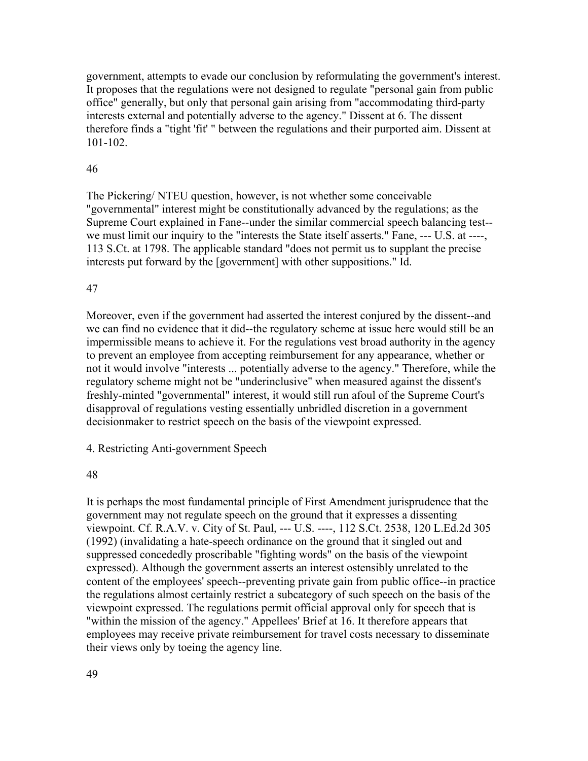government, attempts to evade our conclusion by reformulating the government's interest. It proposes that the regulations were not designed to regulate "personal gain from public office" generally, but only that personal gain arising from "accommodating third-party interests external and potentially adverse to the agency." Dissent at 6. The dissent therefore finds a "tight 'fit' " between the regulations and their purported aim. Dissent at 101-102.

46

The Pickering/ NTEU question, however, is not whether some conceivable "governmental" interest might be constitutionally advanced by the regulations; as the Supreme Court explained in Fane--under the similar commercial speech balancing test--we must limit our inquiry to the "interests the State itself asserts." Fane, --- U.S. at ----, 113 S.Ct. at 1798. The applicable standard "does not permit us to supplant the precise interests put forward by the [government] with other suppositions." Id.

47

Moreover, even if the government had asserted the interest conjured by the dissent--and we can find no evidence that it did--the regulatory scheme at issue here would still be an impermissible means to achieve it. For the regulations vest broad authority in the agency to prevent an employee from accepting reimbursement for any appearance, whether or not it would involve "interests ... potentially adverse to the agency." Therefore, while the regulatory scheme might not be "underinclusive" when measured against the dissent's freshly-minted "governmental" interest, it would still run afoul of the Supreme Court's disapproval of regulations vesting essentially unbridled discretion in a government decisionmaker to restrict speech on the basis of the viewpoint expressed.

4. Restricting Anti-government Speech

48

It is perhaps the most fundamental principle of First Amendment jurisprudence that the government may not regulate speech on the ground that it expresses a dissenting viewpoint. Cf. R.A.V. v. City of St. Paul, --- U.S. ----, 112 S.Ct. 2538, 120 L.Ed.2d 305 (1992) (invalidating a hate-speech ordinance on the ground that it singled out and suppressed concededly proscribable "fighting words" on the basis of the viewpoint expressed). Although the government asserts an interest ostensibly unrelated to the content of the employees' speech--preventing private gain from public office--in practice the regulations almost certainly restrict a subcategory of such speech on the basis of the viewpoint expressed. The regulations permit official approval only for speech that is "within the mission of the agency." Appellees' Brief at 16. It therefore appears that employees may receive private reimbursement for travel costs necessary to disseminate their views only by toeing the agency line.

49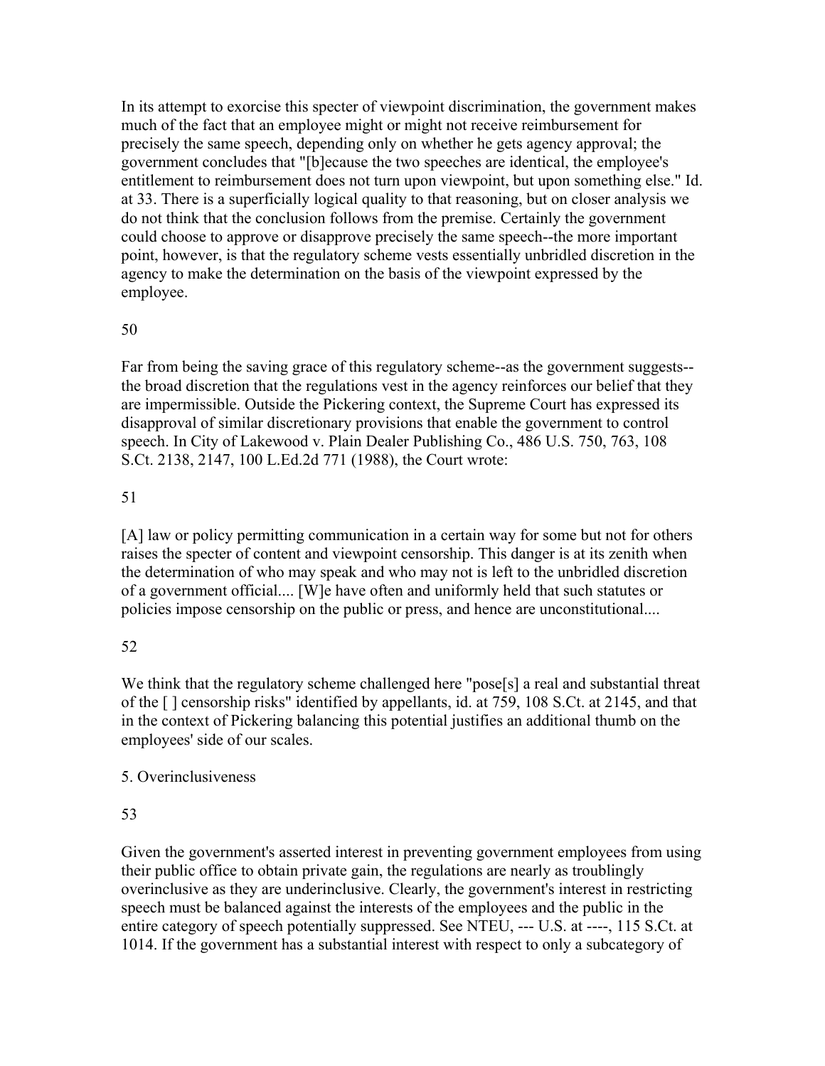In its attempt to exorcise this specter of viewpoint discrimination, the government makes much of the fact that an employee might or might not receive reimbursement for precisely the same speech, depending only on whether he gets agency approval; the government concludes that "[b]ecause the two speeches are identical, the employee's entitlement to reimbursement does not turn upon viewpoint, but upon something else." Id. at 33. There is a superficially logical quality to that reasoning, but on closer analysis we do not think that the conclusion follows from the premise. Certainly the government could choose to approve or disapprove precisely the same speech--the more important point, however, is that the regulatory scheme vests essentially unbridled discretion in the agency to make the determination on the basis of the viewpoint expressed by the employee.

50

Far from being the saving grace of this regulatory scheme--as the government suggests--the broad discretion that the regulations vest in the agency reinforces our belief that they are impermissible. Outside the Pickering context, the Supreme Court has expressed its disapproval of similar discretionary provisions that enable the government to control speech. In City of Lakewood v. Plain Dealer Publishing Co., 486 U.S. 750, 763, 108 S.Ct. 2138, 2147, 100 L.Ed.2d 771 (1988), the Court wrote:

51

[A] law or policy permitting communication in a certain way for some but not for others raises the specter of content and viewpoint censorship. This danger is at its zenith when the determination of who may speak and who may not is left to the unbridled discretion of a government official.... [W]e have often and uniformly held that such statutes or policies impose censorship on the public or press, and hence are unconstitutional....

52

We think that the regulatory scheme challenged here "pose[s] a real and substantial threat of the [ ] censorship risks" identified by appellants, id. at 759, 108 S.Ct. at 2145, and that in the context of Pickering balancing this potential justifies an additional thumb on the employees' side of our scales.

5. Overinclusiveness

53

Given the government's asserted interest in preventing government employees from using their public office to obtain private gain, the regulations are nearly as troublingly overinclusive as they are underinclusive. Clearly, the government's interest in restricting speech must be balanced against the interests of the employees and the public in the entire category of speech potentially suppressed. See NTEU, --- U.S. at ----, 115 S.Ct. at 1014. If the government has a substantial interest with respect to only a subcategory of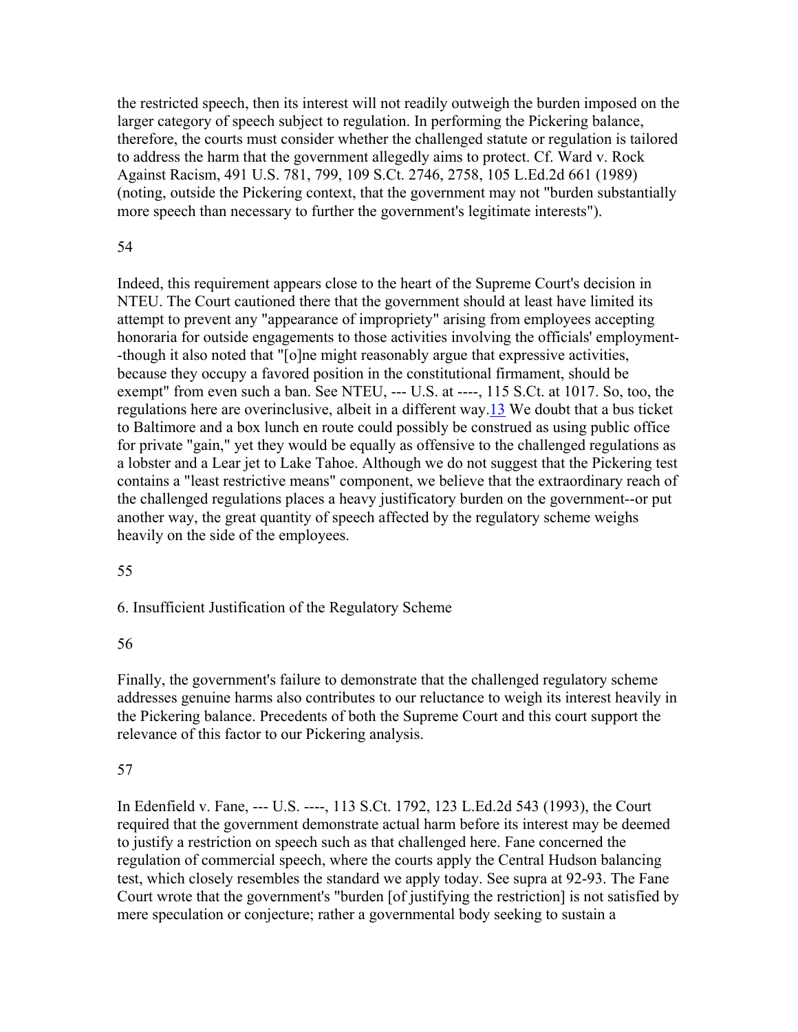the restricted speech, then its interest will not readily outweigh the burden imposed on the larger category of speech subject to regulation. In performing the Pickering balance, therefore, the courts must consider whether the challenged statute or regulation is tailored to address the harm that the government allegedly aims to protect. Cf. Ward v. Rock Against Racism, 491 U.S. 781, 799, 109 S.Ct. 2746, 2758, 105 L.Ed.2d 661 (1989) (noting, outside the Pickering context, that the government may not "burden substantially more speech than necessary to further the government's legitimate interests").

54

Indeed, this requirement appears close to the heart of the Supreme Court's decision in NTEU. The Court cautioned there that the government should at least have limited its attempt to prevent any "appearance of impropriety" arising from employees accepting honoraria for outside engagements to those activities involving the officials' employment--though it also noted that "[o]ne might reasonably argue that expressive activities, because they occupy a favored position in the constitutional firmament, should be exempt" from even such a ban. See NTEU, --- U.S. at ----, 115 S.Ct. at 1017. So, too, the regulations here are overinclusive, albeit in a different way.13 We doubt that a bus ticket to Baltimore and a box lunch en route could possibly be construed as using public office for private "gain," yet they would be equally as offensive to the challenged regulations as a lobster and a Lear jet to Lake Tahoe. Although we do not suggest that the Pickering test contains a "least restrictive means" component, we believe that the extraordinary reach of the challenged regulations places a heavy justificatory burden on the government--or put another way, the great quantity of speech affected by the regulatory scheme weighs heavily on the side of the employees.

55

6. Insufficient Justification of the Regulatory Scheme

56

Finally, the government's failure to demonstrate that the challenged regulatory scheme addresses genuine harms also contributes to our reluctance to weigh its interest heavily in the Pickering balance. Precedents of both the Supreme Court and this court support the relevance of this factor to our Pickering analysis.

57

In Edenfield v. Fane, --- U.S. ----, 113 S.Ct. 1792, 123 L.Ed.2d 543 (1993), the Court required that the government demonstrate actual harm before its interest may be deemed to justify a restriction on speech such as that challenged here. Fane concerned the regulation of commercial speech, where the courts apply the Central Hudson balancing test, which closely resembles the standard we apply today. See supra at 92-93. The Fane Court wrote that the government's "burden [of justifying the restriction] is not satisfied by mere speculation or conjecture; rather a governmental body seeking to sustain a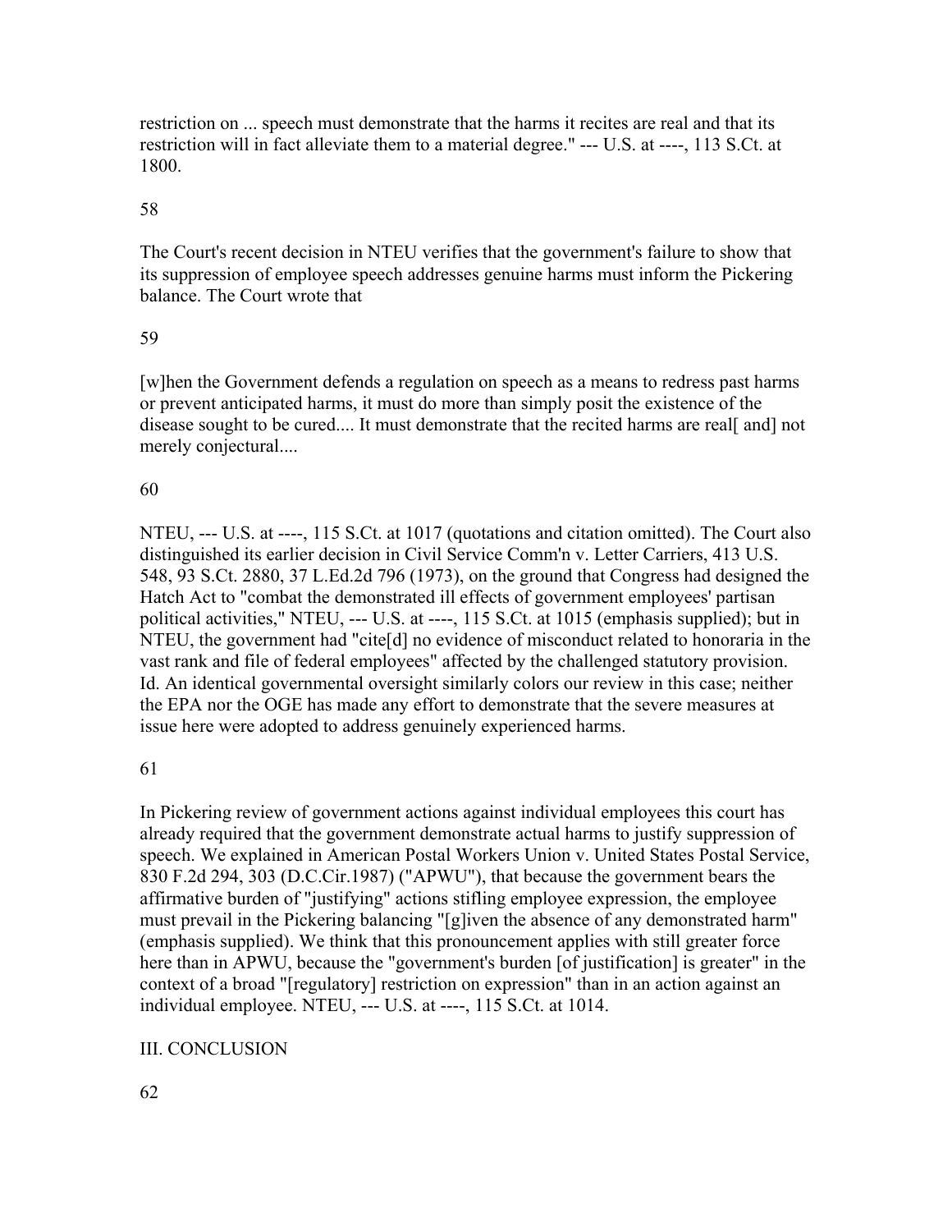restriction on ... speech must demonstrate that the harms it recites are real and that its restriction will in fact alleviate them to a material degree." --- U.S. at ----, 113 S.Ct. at 1800.

58

The Court's recent decision in NTEU verifies that the government's failure to show that its suppression of employee speech addresses genuine harms must inform the Pickering balance. The Court wrote that

59

[w]hen the Government defends a regulation on speech as a means to redress past harms or prevent anticipated harms, it must do more than simply posit the existence of the disease sought to be cured.... It must demonstrate that the recited harms are real[ and] not merely conjectural....

60

NTEU, --- U.S. at ----, 115 S.Ct. at 1017 (quotations and citation omitted). The Court also distinguished its earlier decision in Civil Service Comm'n v. Letter Carriers, 413 U.S. 548, 93 S.Ct. 2880, 37 L.Ed.2d 796 (1973), on the ground that Congress had designed the Hatch Act to "combat the demonstrated ill effects of government employees' partisan political activities," NTEU, --- U.S. at ----, 115 S.Ct. at 1015 (emphasis supplied); but in NTEU, the government had "cite[d] no evidence of misconduct related to honoraria in the vast rank and file of federal employees" affected by the challenged statutory provision. Id. An identical governmental oversight similarly colors our review in this case; neither the EPA nor the OGE has made any effort to demonstrate that the severe measures at issue here were adopted to address genuinely experienced harms.

61

In Pickering review of government actions against individual employees this court has already required that the government demonstrate actual harms to justify suppression of speech. We explained in American Postal Workers Union v. United States Postal Service, 830 F.2d 294, 303 (D.C.Cir.1987) ("APWU"), that because the government bears the affirmative burden of "justifying" actions stifling employee expression, the employee must prevail in the Pickering balancing "[g]iven the absence of any demonstrated harm" (emphasis supplied). We think that this pronouncement applies with still greater force here than in APWU, because the "government's burden [of justification] is greater" in the context of a broad "[regulatory] restriction on expression" than in an action against an individual employee. NTEU, --- U.S. at ----, 115 S.Ct. at 1014.

## III. CONCLUSION

62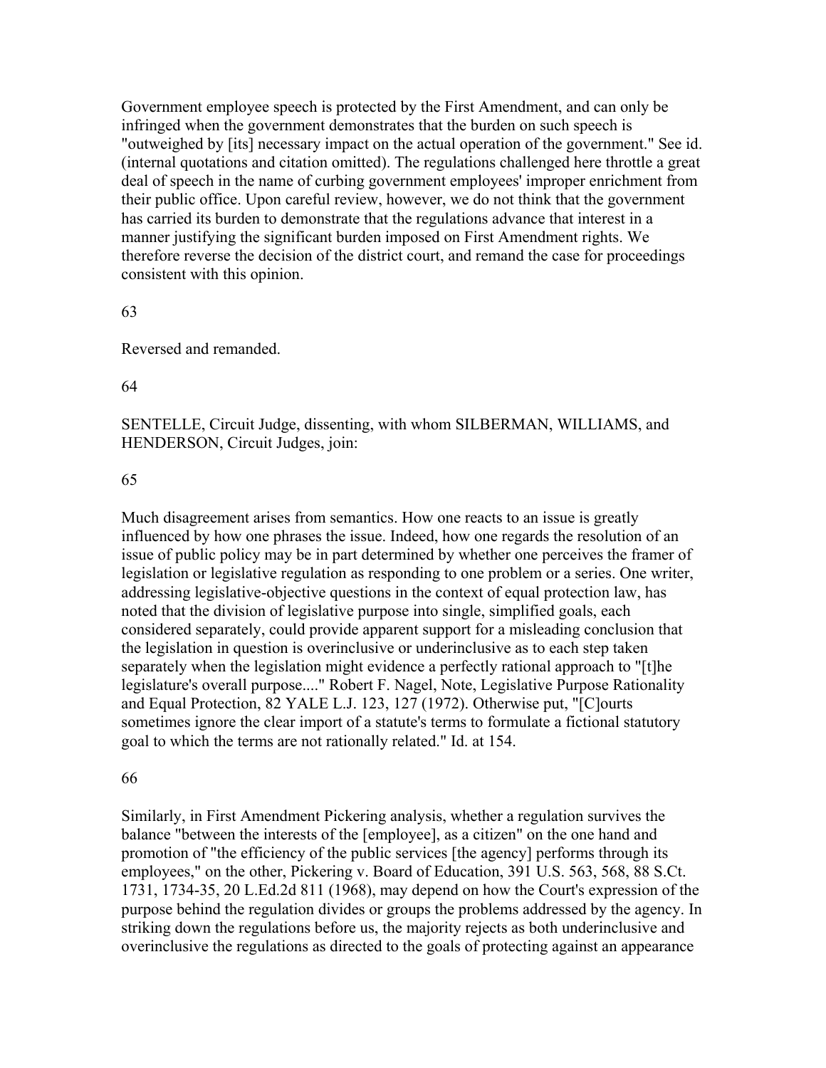Government employee speech is protected by the First Amendment, and can only be infringed when the government demonstrates that the burden on such speech is "outweighed by [its] necessary impact on the actual operation of the government." See id. (internal quotations and citation omitted). The regulations challenged here throttle a great deal of speech in the name of curbing government employees' improper enrichment from their public office. Upon careful review, however, we do not think that the government has carried its burden to demonstrate that the regulations advance that interest in a manner justifying the significant burden imposed on First Amendment rights. We therefore reverse the decision of the district court, and remand the case for proceedings consistent with this opinion.

63

Reversed and remanded.

64

SENTELLE, Circuit Judge, dissenting, with whom SILBERMAN, WILLIAMS, and HENDERSON, Circuit Judges, join:

65

Much disagreement arises from semantics. How one reacts to an issue is greatly influenced by how one phrases the issue. Indeed, how one regards the resolution of an issue of public policy may be in part determined by whether one perceives the framer of legislation or legislative regulation as responding to one problem or a series. One writer, addressing legislative-objective questions in the context of equal protection law, has noted that the division of legislative purpose into single, simplified goals, each considered separately, could provide apparent support for a misleading conclusion that the legislation in question is overinclusive or underinclusive as to each step taken separately when the legislation might evidence a perfectly rational approach to "[t]he legislature's overall purpose...." Robert F. Nagel, Note, Legislative Purpose Rationality and Equal Protection, 82 YALE L.J. 123, 127 (1972). Otherwise put, "[C]ourts sometimes ignore the clear import of a statute's terms to formulate a fictional statutory goal to which the terms are not rationally related." Id. at 154.

66

Similarly, in First Amendment Pickering analysis, whether a regulation survives the balance "between the interests of the [employee], as a citizen" on the one hand and promotion of "the efficiency of the public services [the agency] performs through its employees," on the other, Pickering v. Board of Education, 391 U.S. 563, 568, 88 S.Ct. 1731, 1734-35, 20 L.Ed.2d 811 (1968), may depend on how the Court's expression of the purpose behind the regulation divides or groups the problems addressed by the agency. In striking down the regulations before us, the majority rejects as both underinclusive and overinclusive the regulations as directed to the goals of protecting against an appearance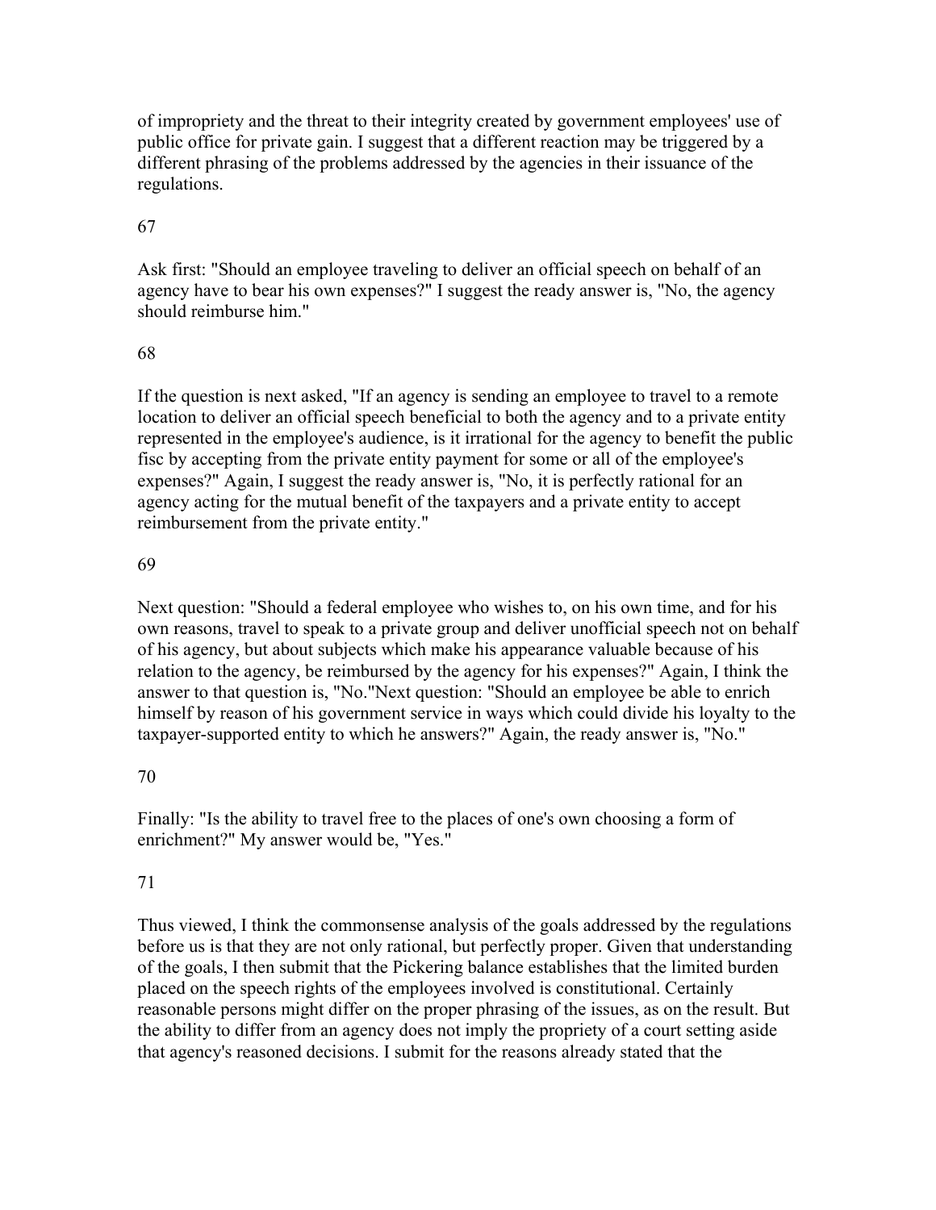of impropriety and the threat to their integrity created by government employees' use of public office for private gain. I suggest that a different reaction may be triggered by a different phrasing of the problems addressed by the agencies in their issuance of the regulations.

67

Ask first: "Should an employee traveling to deliver an official speech on behalf of an agency have to bear his own expenses?" I suggest the ready answer is, "No, the agency should reimburse him."

68

If the question is next asked, "If an agency is sending an employee to travel to a remote location to deliver an official speech beneficial to both the agency and to a private entity represented in the employee's audience, is it irrational for the agency to benefit the public fisc by accepting from the private entity payment for some or all of the employee's expenses?" Again, I suggest the ready answer is, "No, it is perfectly rational for an agency acting for the mutual benefit of the taxpayers and a private entity to accept reimbursement from the private entity."

69

Next question: "Should a federal employee who wishes to, on his own time, and for his own reasons, travel to speak to a private group and deliver unofficial speech not on behalf of his agency, but about subjects which make his appearance valuable because of his relation to the agency, be reimbursed by the agency for his expenses?" Again, I think the answer to that question is, "No."Next question: "Should an employee be able to enrich himself by reason of his government service in ways which could divide his loyalty to the taxpayer-supported entity to which he answers?" Again, the ready answer is, "No."

70

Finally: "Is the ability to travel free to the places of one's own choosing a form of enrichment?" My answer would be, "Yes."

71

Thus viewed, I think the commonsense analysis of the goals addressed by the regulations before us is that they are not only rational, but perfectly proper. Given that understanding of the goals, I then submit that the Pickering balance establishes that the limited burden placed on the speech rights of the employees involved is constitutional. Certainly reasonable persons might differ on the proper phrasing of the issues, as on the result. But the ability to differ from an agency does not imply the propriety of a court setting aside that agency's reasoned decisions. I submit for the reasons already stated that the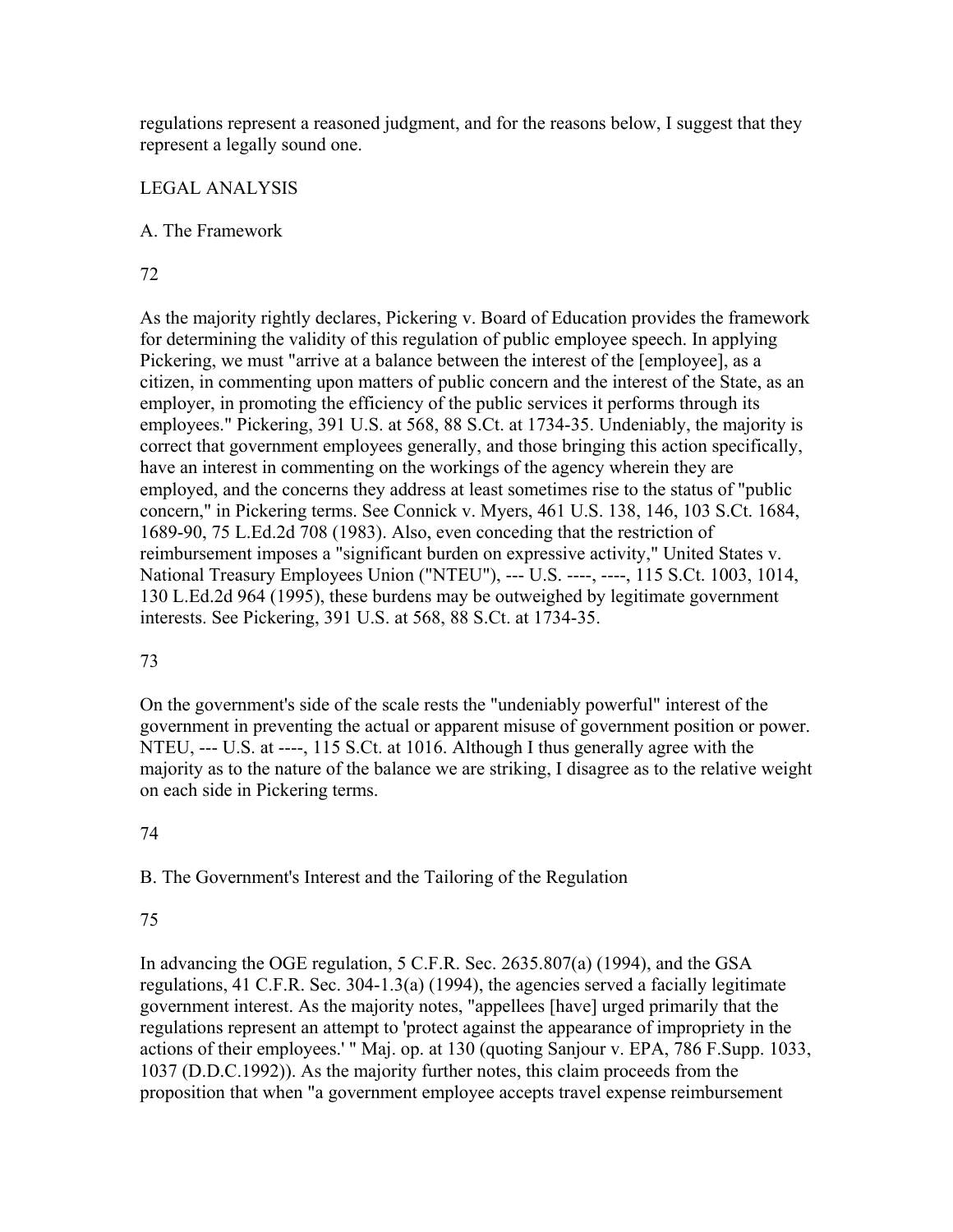regulations represent a reasoned judgment, and for the reasons below, I suggest that they represent a legally sound one.

LEGAL ANALYSIS

A. The Framework

72

As the majority rightly declares, Pickering v. Board of Education provides the framework for determining the validity of this regulation of public employee speech. In applying Pickering, we must "arrive at a balance between the interest of the [employee], as a citizen, in commenting upon matters of public concern and the interest of the State, as an employer, in promoting the efficiency of the public services it performs through its employees." Pickering, 391 U.S. at 568, 88 S.Ct. at 1734-35. Undeniably, the majority is correct that government employees generally, and those bringing this action specifically, have an interest in commenting on the workings of the agency wherein they are employed, and the concerns they address at least sometimes rise to the status of "public concern," in Pickering terms. See Connick v. Myers, 461 U.S. 138, 146, 103 S.Ct. 1684, 1689-90, 75 L.Ed.2d 708 (1983). Also, even conceding that the restriction of reimbursement imposes a "significant burden on expressive activity," United States v. National Treasury Employees Union ("NTEU"), --- U.S. ----, ----, 115 S.Ct. 1003, 1014, 130 L.Ed.2d 964 (1995), these burdens may be outweighed by legitimate government interests. See Pickering, 391 U.S. at 568, 88 S.Ct. at 1734-35.

73

On the government's side of the scale rests the "undeniably powerful" interest of the government in preventing the actual or apparent misuse of government position or power. NTEU, --- U.S. at ----, 115 S.Ct. at 1016. Although I thus generally agree with the majority as to the nature of the balance we are striking, I disagree as to the relative weight on each side in Pickering terms.

74

B. The Government's Interest and the Tailoring of the Regulation

75

In advancing the OGE regulation, 5 C.F.R. Sec. 2635.807(a) (1994), and the GSA regulations, 41 C.F.R. Sec. 304-1.3(a) (1994), the agencies served a facially legitimate government interest. As the majority notes, "appellees [have] urged primarily that the regulations represent an attempt to 'protect against the appearance of impropriety in the actions of their employees.' " Maj. op. at 130 (quoting Sanjour v. EPA, 786 F.Supp. 1033, 1037 (D.D.C.1992)). As the majority further notes, this claim proceeds from the proposition that when "a government employee accepts travel expense reimbursement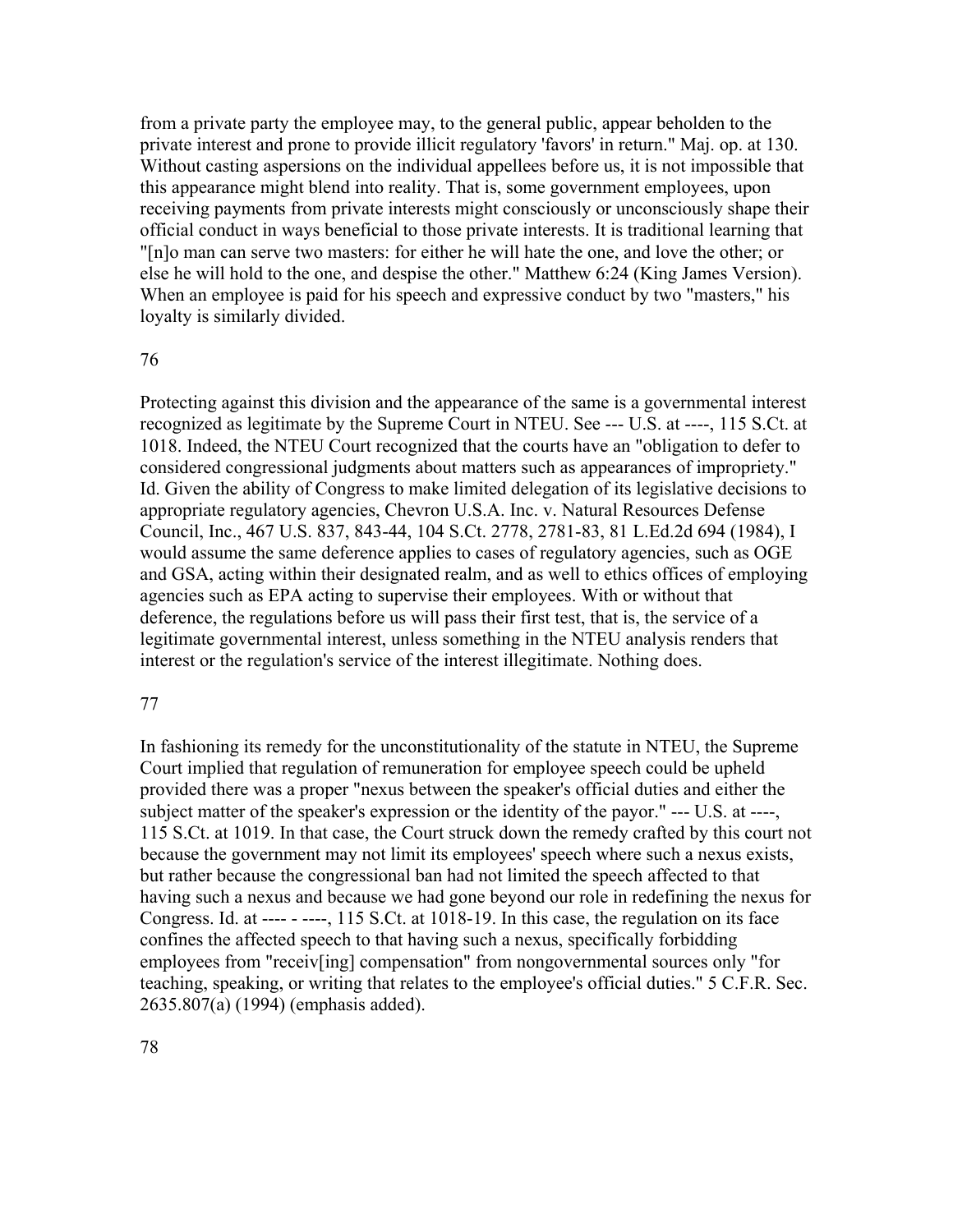from a private party the employee may, to the general public, appear beholden to the private interest and prone to provide illicit regulatory 'favors' in return." Maj. op. at 130. Without casting aspersions on the individual appellees before us, it is not impossible that this appearance might blend into reality. That is, some government employees, upon receiving payments from private interests might consciously or unconsciously shape their official conduct in ways beneficial to those private interests. It is traditional learning that "[n]o man can serve two masters: for either he will hate the one, and love the other; or else he will hold to the one, and despise the other." Matthew 6:24 (King James Version). When an employee is paid for his speech and expressive conduct by two "masters," his loyalty is similarly divided.

76

Protecting against this division and the appearance of the same is a governmental interest recognized as legitimate by the Supreme Court in NTEU. See --- U.S. at ----, 115 S.Ct. at 1018. Indeed, the NTEU Court recognized that the courts have an "obligation to defer to considered congressional judgments about matters such as appearances of impropriety." Id. Given the ability of Congress to make limited delegation of its legislative decisions to appropriate regulatory agencies, Chevron U.S.A. Inc. v. Natural Resources Defense Council, Inc., 467 U.S. 837, 843-44, 104 S.Ct. 2778, 2781-83, 81 L.Ed.2d 694 (1984), I would assume the same deference applies to cases of regulatory agencies, such as OGE and GSA, acting within their designated realm, and as well to ethics offices of employing agencies such as EPA acting to supervise their employees. With or without that deference, the regulations before us will pass their first test, that is, the service of a legitimate governmental interest, unless something in the NTEU analysis renders that interest or the regulation's service of the interest illegitimate. Nothing does.

77

In fashioning its remedy for the unconstitutionality of the statute in NTEU, the Supreme Court implied that regulation of remuneration for employee speech could be upheld provided there was a proper "nexus between the speaker's official duties and either the subject matter of the speaker's expression or the identity of the payor." --- U.S. at ----, 115 S.Ct. at 1019. In that case, the Court struck down the remedy crafted by this court not because the government may not limit its employees' speech where such a nexus exists, but rather because the congressional ban had not limited the speech affected to that having such a nexus and because we had gone beyond our role in redefining the nexus for Congress. Id. at ---- - ----, 115 S.Ct. at 1018-19. In this case, the regulation on its face confines the affected speech to that having such a nexus, specifically forbidding employees from "receiv[ing] compensation" from nongovernmental sources only "for teaching, speaking, or writing that relates to the employee's official duties." 5 C.F.R. Sec. 2635.807(a) (1994) (emphasis added).

78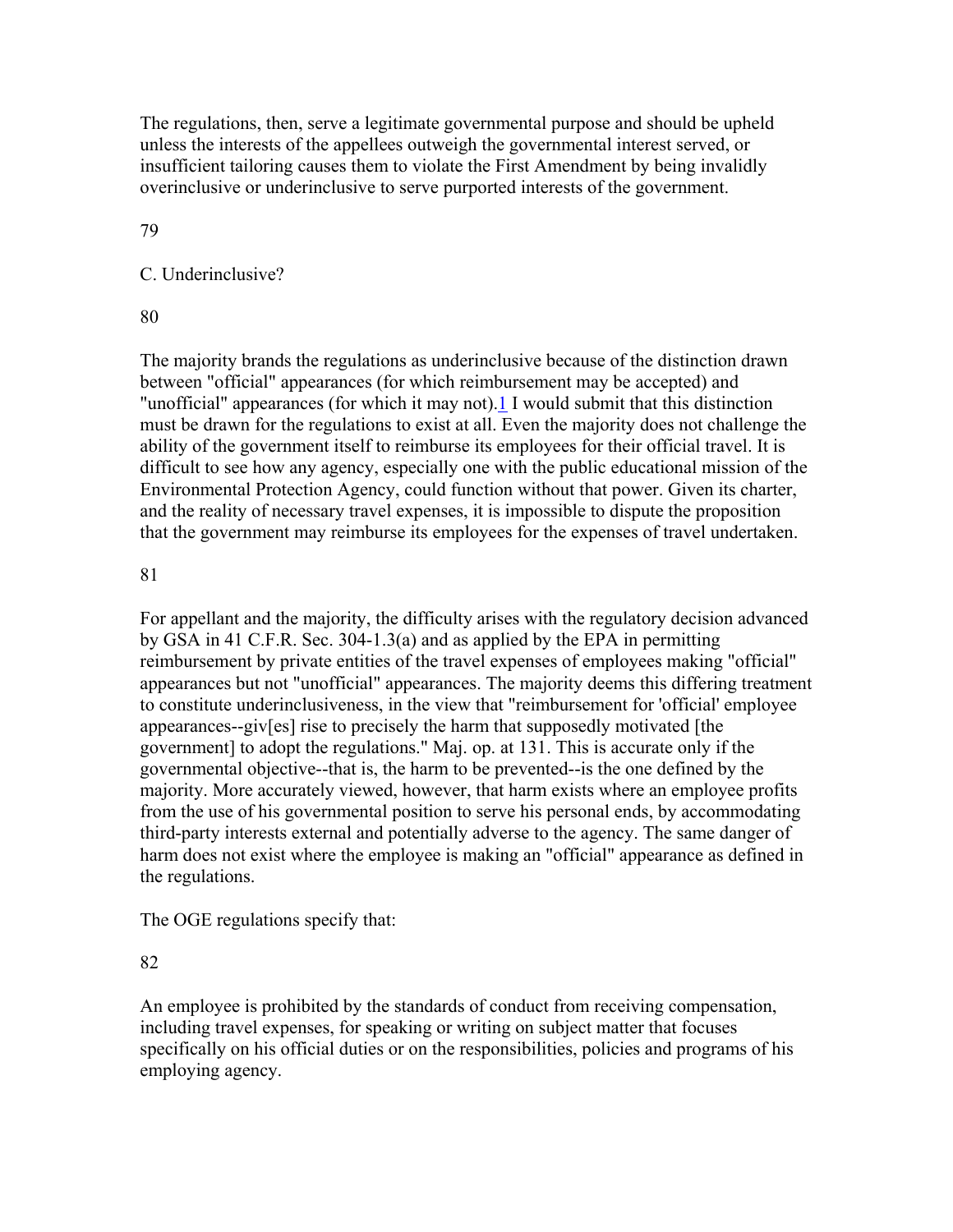The regulations, then, serve a legitimate governmental purpose and should be upheld unless the interests of the appellees outweigh the governmental interest served, or insufficient tailoring causes them to violate the First Amendment by being invalidly overinclusive or underinclusive to serve purported interests of the government.

79

C. Underinclusive?

80

The majority brands the regulations as underinclusive because of the distinction drawn between "official" appearances (for which reimbursement may be accepted) and "unofficial" appearances (for which it may not).[1] I would submit that this distinction must be drawn for the regulations to exist at all. Even the majority does not challenge the ability of the government itself to reimburse its employees for their official travel. It is difficult to see how any agency, especially one with the public educational mission of the Environmental Protection Agency, could function without that power. Given its charter, and the reality of necessary travel expenses, it is impossible to dispute the proposition that the government may reimburse its employees for the expenses of travel undertaken.

81

For appellant and the majority, the difficulty arises with the regulatory decision advanced by GSA in 41 C.F.R. Sec. 304-1.3(a) and as applied by the EPA in permitting reimbursement by private entities of the travel expenses of employees making "official" appearances but not "unofficial" appearances. The majority deems this differing treatment to constitute underinclusiveness, in the view that "reimbursement for 'official' employee appearances--giv[es] rise to precisely the harm that supposedly motivated [the government] to adopt the regulations." Maj. op. at 131. This is accurate only if the governmental objective--that is, the harm to be prevented--is the one defined by the majority. More accurately viewed, however, that harm exists where an employee profits from the use of his governmental position to serve his personal ends, by accommodating third-party interests external and potentially adverse to the agency. The same danger of harm does not exist where the employee is making an "official" appearance as defined in the regulations.

The OGE regulations specify that:

82

An employee is prohibited by the standards of conduct from receiving compensation, including travel expenses, for speaking or writing on subject matter that focuses specifically on his official duties or on the responsibilities, policies and programs of his employing agency.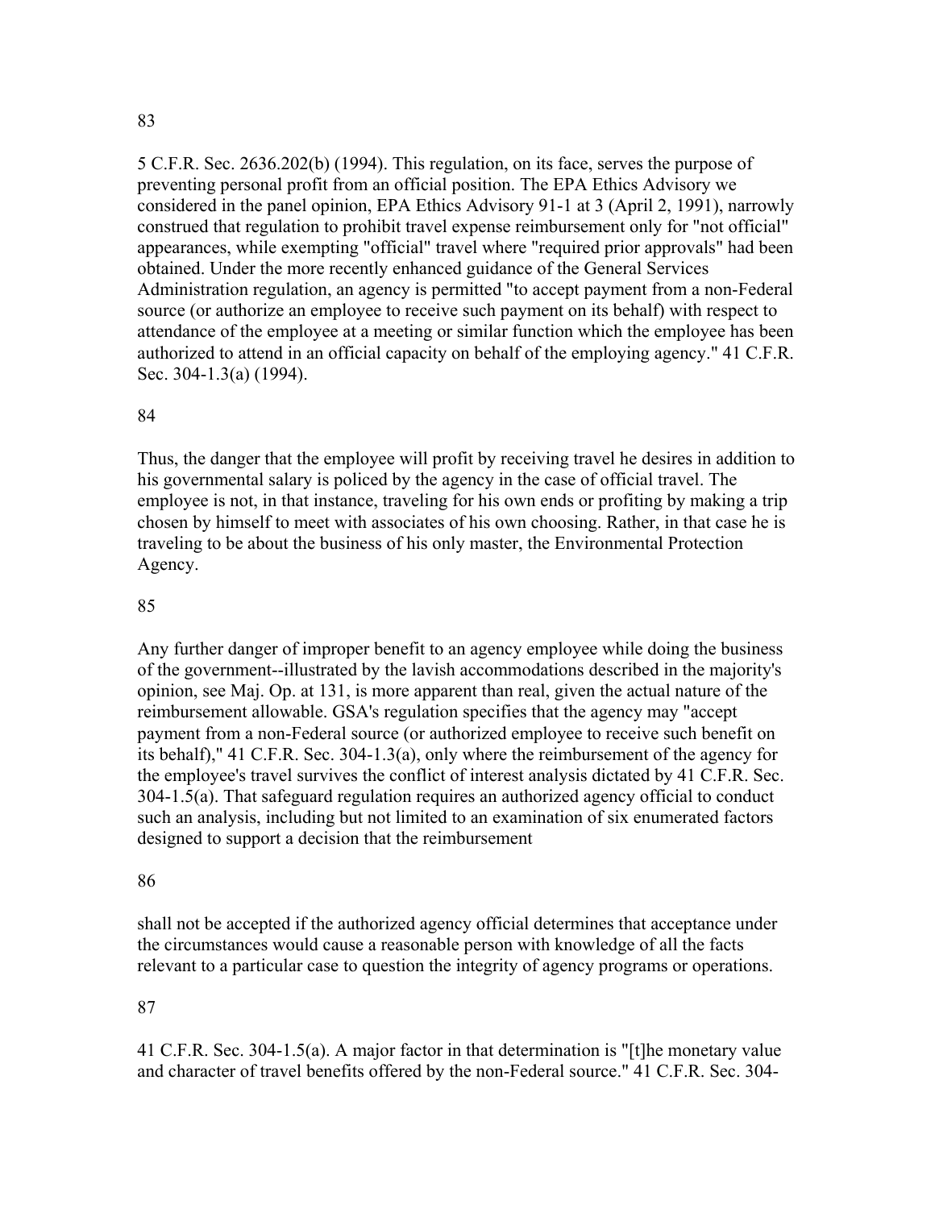83

5 C.F.R. Sec. 2636.202(b) (1994). This regulation, on its face, serves the purpose of preventing personal profit from an official position. The EPA Ethics Advisory we considered in the panel opinion, EPA Ethics Advisory 91-1 at 3 (April 2, 1991), narrowly construed that regulation to prohibit travel expense reimbursement only for "not official" appearances, while exempting "official" travel where "required prior approvals" had been obtained. Under the more recently enhanced guidance of the General Services Administration regulation, an agency is permitted "to accept payment from a non-Federal source (or authorize an employee to receive such payment on its behalf) with respect to attendance of the employee at a meeting or similar function which the employee has been authorized to attend in an official capacity on behalf of the employing agency." 41 C.F.R. Sec. 304-1.3(a) (1994).

84

Thus, the danger that the employee will profit by receiving travel he desires in addition to his governmental salary is policed by the agency in the case of official travel. The employee is not, in that instance, traveling for his own ends or profiting by making a trip chosen by himself to meet with associates of his own choosing. Rather, in that case he is traveling to be about the business of his only master, the Environmental Protection Agency.

85

Any further danger of improper benefit to an agency employee while doing the business of the government--illustrated by the lavish accommodations described in the majority's opinion, see Maj. Op. at 131, is more apparent than real, given the actual nature of the reimbursement allowable. GSA's regulation specifies that the agency may "accept payment from a non-Federal source (or authorized employee to receive such benefit on its behalf)," 41 C.F.R. Sec. 304-1.3(a), only where the reimbursement of the agency for the employee's travel survives the conflict of interest analysis dictated by 41 C.F.R. Sec. 304-1.5(a). That safeguard regulation requires an authorized agency official to conduct such an analysis, including but not limited to an examination of six enumerated factors designed to support a decision that the reimbursement

86

shall not be accepted if the authorized agency official determines that acceptance under the circumstances would cause a reasonable person with knowledge of all the facts relevant to a particular case to question the integrity of agency programs or operations.

87

41 C.F.R. Sec. 304-1.5(a). A major factor in that determination is "[t]he monetary value and character of travel benefits offered by the non-Federal source." 41 C.F.R. Sec. 304-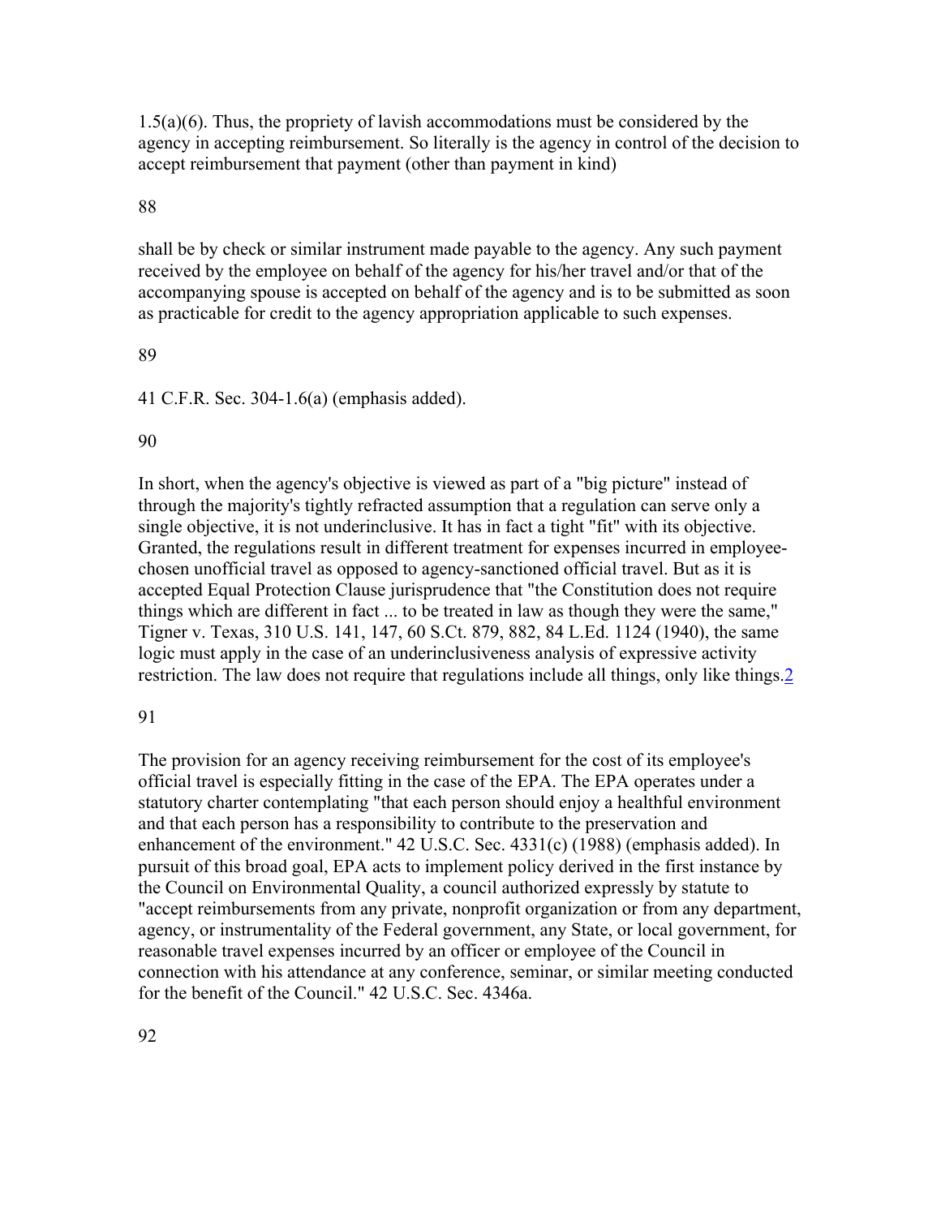1.5(a)(6). Thus, the propriety of lavish accommodations must be considered by the agency in accepting reimbursement. So literally is the agency in control of the decision to accept reimbursement that payment (other than payment in kind)

88

shall be by check or similar instrument made payable to the agency. Any such payment received by the employee on behalf of the agency for his/her travel and/or that of the accompanying spouse is accepted on behalf of the agency and is to be submitted as soon as practicable for credit to the agency appropriation applicable to such expenses.

89

41 C.F.R. Sec. 304-1.6(a) (emphasis added).

90

In short, when the agency's objective is viewed as part of a "big picture" instead of through the majority's tightly refracted assumption that a regulation can serve only a single objective, it is not underinclusive. It has in fact a tight "fit" with its objective. Granted, the regulations result in different treatment for expenses incurred in employee-chosen unofficial travel as opposed to agency-sanctioned official travel. But as it is accepted Equal Protection Clause jurisprudence that "the Constitution does not require things which are different in fact ... to be treated in law as though they were the same," Tigner v. Texas, 310 U.S. 141, 147, 60 S.Ct. 879, 882, 84 L.Ed. 1124 (1940), the same logic must apply in the case of an underinclusiveness analysis of expressive activity restriction. The law does not require that regulations include all things, only like things.[2]

91

The provision for an agency receiving reimbursement for the cost of its employee's official travel is especially fitting in the case of the EPA. The EPA operates under a statutory charter contemplating "that each person should enjoy a healthful environment and that each person has a responsibility to contribute to the preservation and enhancement of the environment." 42 U.S.C. Sec. 4331(c) (1988) (emphasis added). In pursuit of this broad goal, EPA acts to implement policy derived in the first instance by the Council on Environmental Quality, a council authorized expressly by statute to "accept reimbursements from any private, nonprofit organization or from any department, agency, or instrumentality of the Federal government, any State, or local government, for reasonable travel expenses incurred by an officer or employee of the Council in connection with his attendance at any conference, seminar, or similar meeting conducted for the benefit of the Council." 42 U.S.C. Sec. 4346a.

92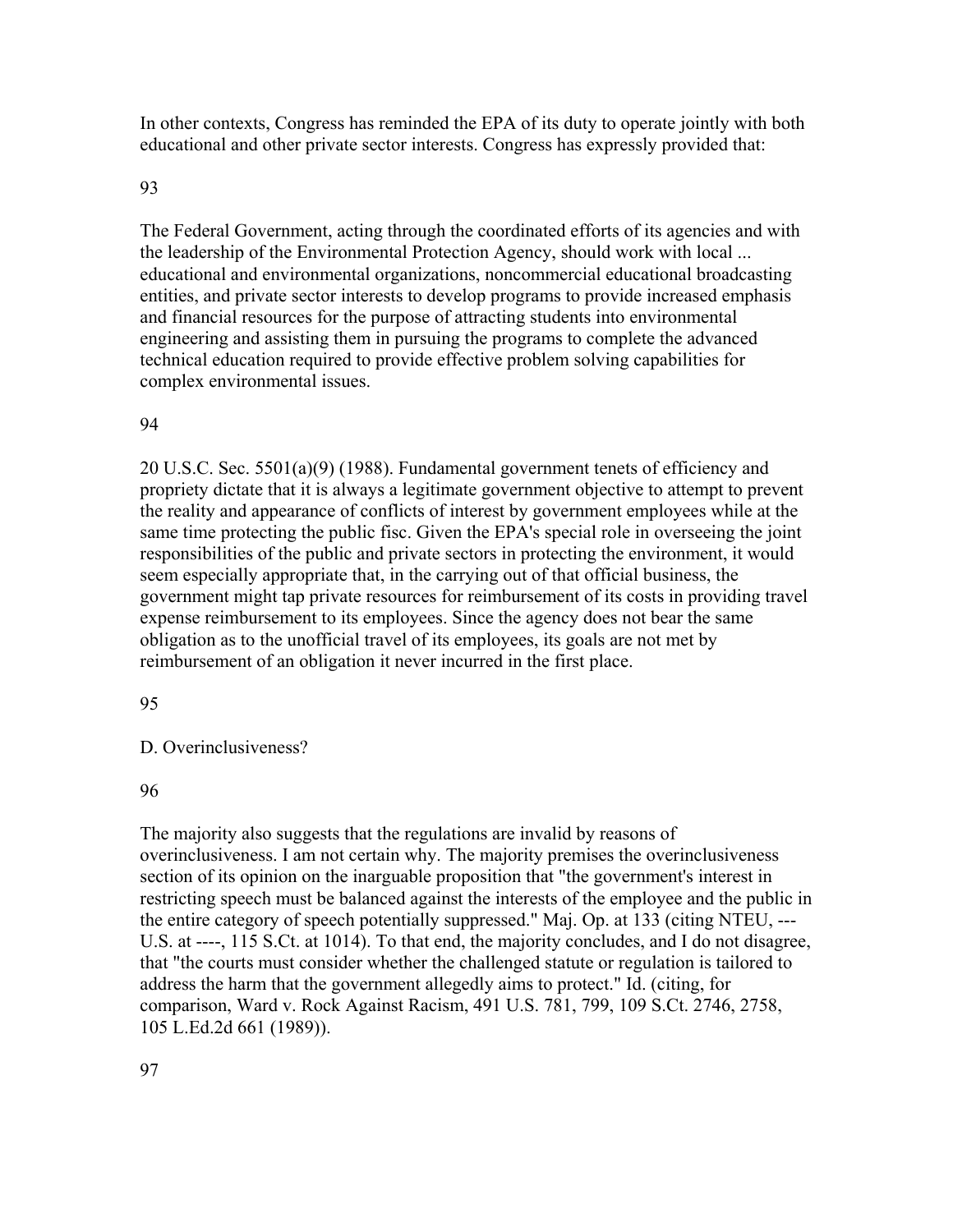In other contexts, Congress has reminded the EPA of its duty to operate jointly with both educational and other private sector interests. Congress has expressly provided that:

93

The Federal Government, acting through the coordinated efforts of its agencies and with the leadership of the Environmental Protection Agency, should work with local ... educational and environmental organizations, noncommercial educational broadcasting entities, and private sector interests to develop programs to provide increased emphasis and financial resources for the purpose of attracting students into environmental engineering and assisting them in pursuing the programs to complete the advanced technical education required to provide effective problem solving capabilities for complex environmental issues.

94

20 U.S.C. Sec. 5501(a)(9) (1988). Fundamental government tenets of efficiency and propriety dictate that it is always a legitimate government objective to attempt to prevent the reality and appearance of conflicts of interest by government employees while at the same time protecting the public fisc. Given the EPA's special role in overseeing the joint responsibilities of the public and private sectors in protecting the environment, it would seem especially appropriate that, in the carrying out of that official business, the government might tap private resources for reimbursement of its costs in providing travel expense reimbursement to its employees. Since the agency does not bear the same obligation as to the unofficial travel of its employees, its goals are not met by reimbursement of an obligation it never incurred in the first place.

95

D. Overinclusiveness?

96

The majority also suggests that the regulations are invalid by reasons of overinclusiveness. I am not certain why. The majority premises the overinclusiveness section of its opinion on the inarguable proposition that "the government's interest in restricting speech must be balanced against the interests of the employee and the public in the entire category of speech potentially suppressed." Maj. Op. at 133 (citing NTEU, --- U.S. at ----, 115 S.Ct. at 1014). To that end, the majority concludes, and I do not disagree, that "the courts must consider whether the challenged statute or regulation is tailored to address the harm that the government allegedly aims to protect." Id. (citing, for comparison, Ward v. Rock Against Racism, 491 U.S. 781, 799, 109 S.Ct. 2746, 2758, 105 L.Ed.2d 661 (1989)).

97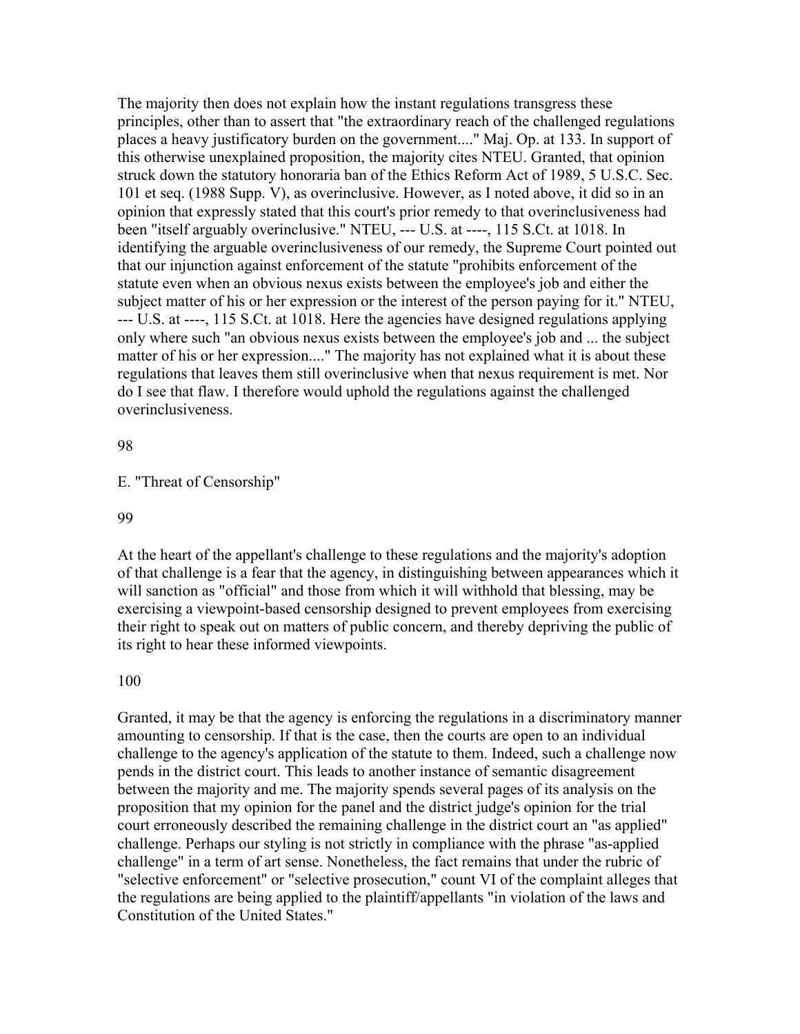The majority then does not explain how the instant regulations transgress these principles, other than to assert that "the extraordinary reach of the challenged regulations places a heavy justificatory burden on the government...." Maj. Op. at 133. In support of this otherwise unexplained proposition, the majority cites NTEU. Granted, that opinion struck down the statutory honoraria ban of the Ethics Reform Act of 1989, 5 U.S.C. Sec. 101 et seq. (1988 Supp. V), as overinclusive. However, as I noted above, it did so in an opinion that expressly stated that this court's prior remedy to that overinclusiveness had been "itself arguably overinclusive." NTEU, --- U.S. at ----, 115 S.Ct. at 1018. In identifying the arguable overinclusiveness of our remedy, the Supreme Court pointed out that our injunction against enforcement of the statute "prohibits enforcement of the statute even when an obvious nexus exists between the employee's job and either the subject matter of his or her expression or the interest of the person paying for it." NTEU, --- U.S. at ----, 115 S.Ct. at 1018. Here the agencies have designed regulations applying only where such "an obvious nexus exists between the employee's job and ... the subject matter of his or her expression...." The majority has not explained what it is about these regulations that leaves them still overinclusive when that nexus requirement is met. Nor do I see that flaw. I therefore would uphold the regulations against the challenged overinclusiveness.

98

E. "Threat of Censorship"

99

At the heart of the appellant's challenge to these regulations and the majority's adoption of that challenge is a fear that the agency, in distinguishing between appearances which it will sanction as "official" and those from which it will withhold that blessing, may be exercising a viewpoint-based censorship designed to prevent employees from exercising their right to speak out on matters of public concern, and thereby depriving the public of its right to hear these informed viewpoints.

100

Granted, it may be that the agency is enforcing the regulations in a discriminatory manner amounting to censorship. If that is the case, then the courts are open to an individual challenge to the agency's application of the statute to them. Indeed, such a challenge now pends in the district court. This leads to another instance of semantic disagreement between the majority and me. The majority spends several pages of its analysis on the proposition that my opinion for the panel and the district judge's opinion for the trial court erroneously described the remaining challenge in the district court an "as applied" challenge. Perhaps our styling is not strictly in compliance with the phrase "as-applied challenge" in a term of art sense. Nonetheless, the fact remains that under the rubric of "selective enforcement" or "selective prosecution," count VI of the complaint alleges that the regulations are being applied to the plaintiff/appellants "in violation of the laws and Constitution of the United States."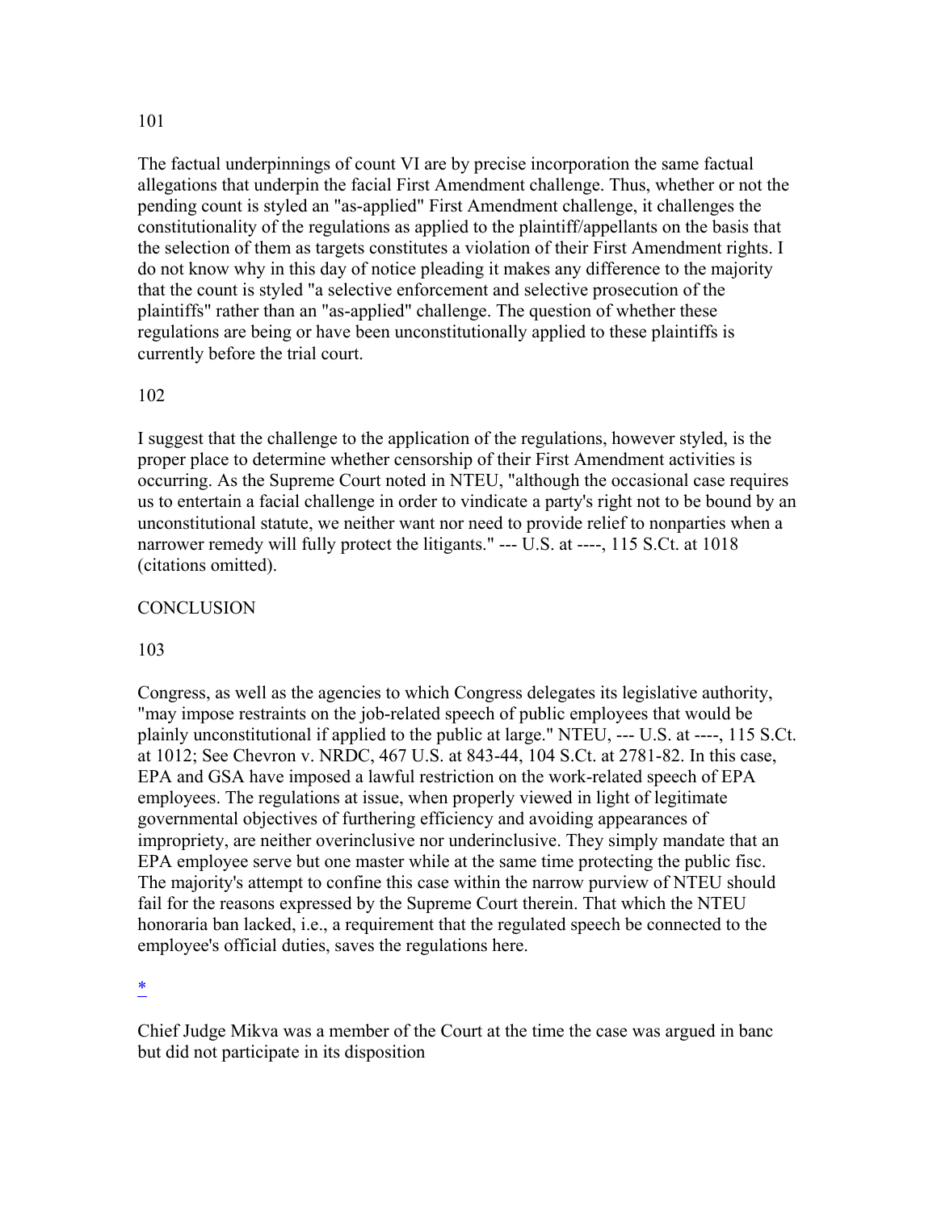101

The factual underpinnings of count VI are by precise incorporation the same factual allegations that underpin the facial First Amendment challenge. Thus, whether or not the pending count is styled an "as-applied" First Amendment challenge, it challenges the constitutionality of the regulations as applied to the plaintiff/appellants on the basis that the selection of them as targets constitutes a violation of their First Amendment rights. I do not know why in this day of notice pleading it makes any difference to the majority that the count is styled "a selective enforcement and selective prosecution of the plaintiffs" rather than an "as-applied" challenge. The question of whether these regulations are being or have been unconstitutionally applied to these plaintiffs is currently before the trial court.

102

I suggest that the challenge to the application of the regulations, however styled, is the proper place to determine whether censorship of their First Amendment activities is occurring. As the Supreme Court noted in NTEU, "although the occasional case requires us to entertain a facial challenge in order to vindicate a party's right not to be bound by an unconstitutional statute, we neither want nor need to provide relief to nonparties when a narrower remedy will fully protect the litigants." --- U.S. at ----, 115 S.Ct. at 1018 (citations omitted).

CONCLUSION

103

Congress, as well as the agencies to which Congress delegates its legislative authority, "may impose restraints on the job-related speech of public employees that would be plainly unconstitutional if applied to the public at large." NTEU, --- U.S. at ----, 115 S.Ct. at 1012; See Chevron v. NRDC, 467 U.S. at 843-44, 104 S.Ct. at 2781-82. In this case, EPA and GSA have imposed a lawful restriction on the work-related speech of EPA employees. The regulations at issue, when properly viewed in light of legitimate governmental objectives of furthering efficiency and avoiding appearances of impropriety, are neither overinclusive nor underinclusive. They simply mandate that an EPA employee serve but one master while at the same time protecting the public fisc. The majority's attempt to confine this case within the narrow purview of NTEU should fail for the reasons expressed by the Supreme Court therein. That which the NTEU honoraria ban lacked, i.e., a requirement that the regulated speech be connected to the employee's official duties, saves the regulations here.

*

Chief Judge Mikva was a member of the Court at the time the case was argued in banc but did not participate in its disposition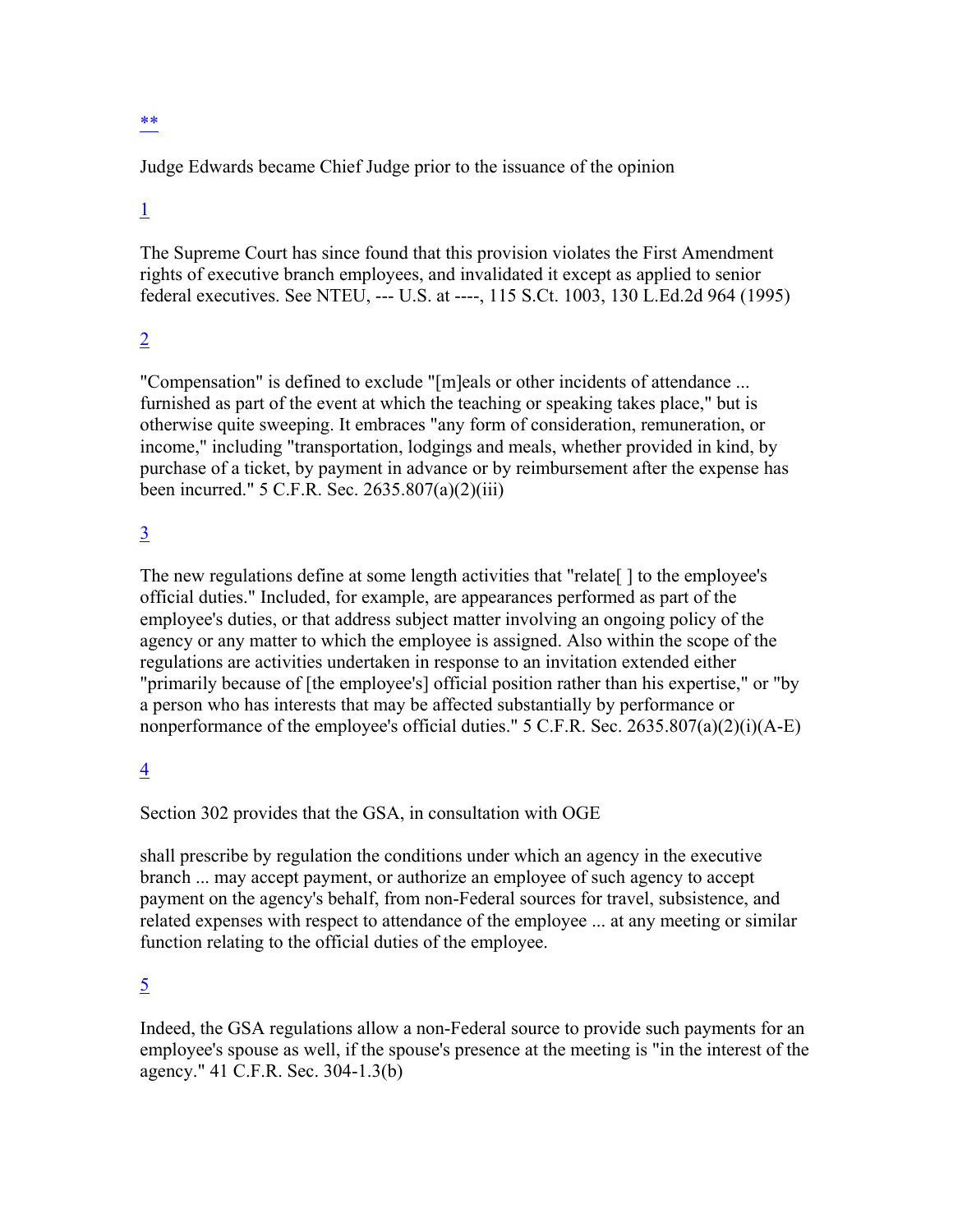**

Judge Edwards became Chief Judge prior to the issuance of the opinion

1

The Supreme Court has since found that this provision violates the First Amendment rights of executive branch employees, and invalidated it except as applied to senior federal executives. See NTEU, --- U.S. at ----, 115 S.Ct. 1003, 130 L.Ed.2d 964 (1995)

2

"Compensation" is defined to exclude "[m]eals or other incidents of attendance ... furnished as part of the event at which the teaching or speaking takes place," but is otherwise quite sweeping. It embraces "any form of consideration, remuneration, or income," including "transportation, lodgings and meals, whether provided in kind, by purchase of a ticket, by payment in advance or by reimbursement after the expense has been incurred." 5 C.F.R. Sec. 2635.807(a)(2)(iii)

3

The new regulations define at some length activities that "relate[ ] to the employee's official duties." Included, for example, are appearances performed as part of the employee's duties, or that address subject matter involving an ongoing policy of the agency or any matter to which the employee is assigned. Also within the scope of the regulations are activities undertaken in response to an invitation extended either "primarily because of [the employee's] official position rather than his expertise," or "by a person who has interests that may be affected substantially by performance or nonperformance of the employee's official duties." 5 C.F.R. Sec. 2635.807(a)(2)(i)(A-E)

4

Section 302 provides that the GSA, in consultation with OGE

shall prescribe by regulation the conditions under which an agency in the executive branch ... may accept payment, or authorize an employee of such agency to accept payment on the agency's behalf, from non-Federal sources for travel, subsistence, and related expenses with respect to attendance of the employee ... at any meeting or similar function relating to the official duties of the employee.

5

Indeed, the GSA regulations allow a non-Federal source to provide such payments for an employee's spouse as well, if the spouse's presence at the meeting is "in the interest of the agency." 41 C.F.R. Sec. 304-1.3(b)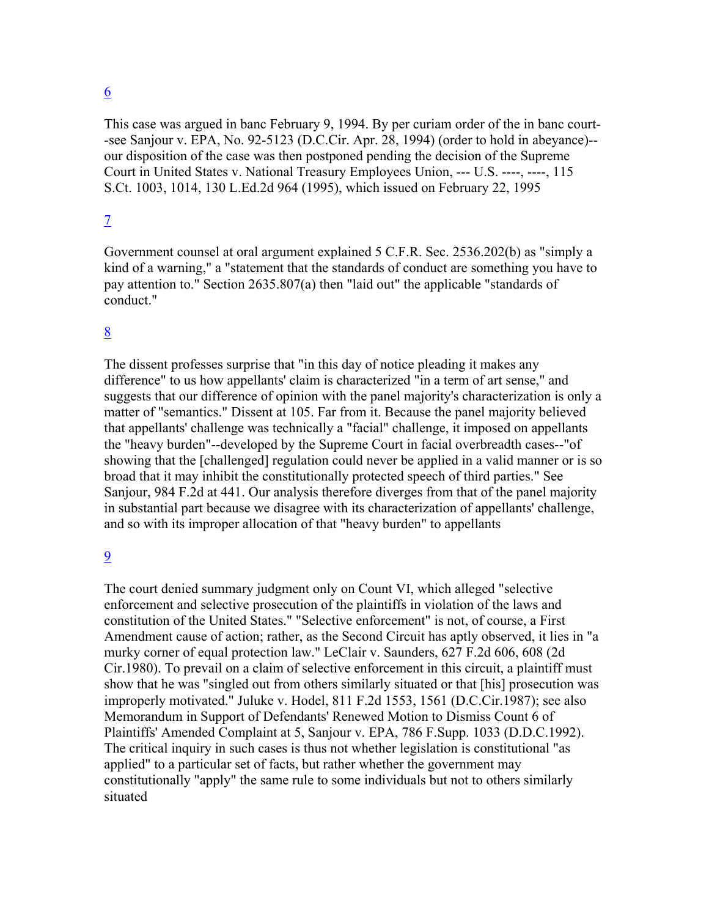6

This case was argued in banc February 9, 1994. By per curiam order of the in banc court--see Sanjour v. EPA, No. 92-5123 (D.C.Cir. Apr. 28, 1994) (order to hold in abeyance)--our disposition of the case was then postponed pending the decision of the Supreme Court in United States v. National Treasury Employees Union, --- U.S. ----, ----, 115 S.Ct. 1003, 1014, 130 L.Ed.2d 964 (1995), which issued on February 22, 1995

7

Government counsel at oral argument explained 5 C.F.R. Sec. 2536.202(b) as "simply a kind of a warning," a "statement that the standards of conduct are something you have to pay attention to." Section 2635.807(a) then "laid out" the applicable "standards of conduct."

8

The dissent professes surprise that "in this day of notice pleading it makes any difference" to us how appellants' claim is characterized "in a term of art sense," and suggests that our difference of opinion with the panel majority's characterization is only a matter of "semantics." Dissent at 105. Far from it. Because the panel majority believed that appellants' challenge was technically a "facial" challenge, it imposed on appellants the "heavy burden"--developed by the Supreme Court in facial overbreadth cases--"of showing that the [challenged] regulation could never be applied in a valid manner or is so broad that it may inhibit the constitutionally protected speech of third parties." See Sanjour, 984 F.2d at 441. Our analysis therefore diverges from that of the panel majority in substantial part because we disagree with its characterization of appellants' challenge, and so with its improper allocation of that "heavy burden" to appellants

9

The court denied summary judgment only on Count VI, which alleged "selective enforcement and selective prosecution of the plaintiffs in violation of the laws and constitution of the United States." "Selective enforcement" is not, of course, a First Amendment cause of action; rather, as the Second Circuit has aptly observed, it lies in "a murky corner of equal protection law." LeClair v. Saunders, 627 F.2d 606, 608 (2d Cir.1980). To prevail on a claim of selective enforcement in this circuit, a plaintiff must show that he was "singled out from others similarly situated or that [his] prosecution was improperly motivated." Juluke v. Hodel, 811 F.2d 1553, 1561 (D.C.Cir.1987); see also Memorandum in Support of Defendants' Renewed Motion to Dismiss Count 6 of Plaintiffs' Amended Complaint at 5, Sanjour v. EPA, 786 F.Supp. 1033 (D.D.C.1992). The critical inquiry in such cases is thus not whether legislation is constitutional "as applied" to a particular set of facts, but rather whether the government may constitutionally "apply" the same rule to some individuals but not to others similarly situated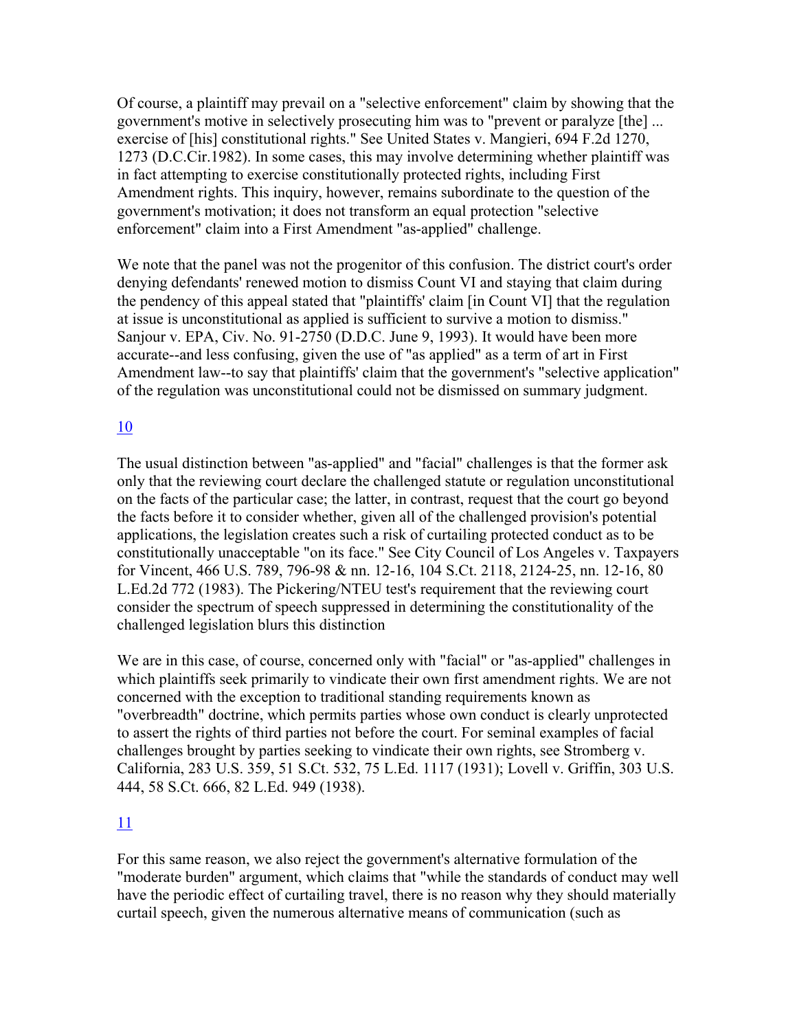Of course, a plaintiff may prevail on a "selective enforcement" claim by showing that the government's motive in selectively prosecuting him was to "prevent or paralyze [the] ... exercise of [his] constitutional rights." See United States v. Mangieri, 694 F.2d 1270, 1273 (D.C.Cir.1982). In some cases, this may involve determining whether plaintiff was in fact attempting to exercise constitutionally protected rights, including First Amendment rights. This inquiry, however, remains subordinate to the question of the government's motivation; it does not transform an equal protection "selective enforcement" claim into a First Amendment "as-applied" challenge.

We note that the panel was not the progenitor of this confusion. The district court's order denying defendants' renewed motion to dismiss Count VI and staying that claim during the pendency of this appeal stated that "plaintiffs' claim [in Count VI] that the regulation at issue is unconstitutional as applied is sufficient to survive a motion to dismiss." Sanjour v. EPA, Civ. No. 91-2750 (D.D.C. June 9, 1993). It would have been more accurate--and less confusing, given the use of "as applied" as a term of art in First Amendment law--to say that plaintiffs' claim that the government's "selective application" of the regulation was unconstitutional could not be dismissed on summary judgment.

10

The usual distinction between "as-applied" and "facial" challenges is that the former ask only that the reviewing court declare the challenged statute or regulation unconstitutional on the facts of the particular case; the latter, in contrast, request that the court go beyond the facts before it to consider whether, given all of the challenged provision's potential applications, the legislation creates such a risk of curtailing protected conduct as to be constitutionally unacceptable "on its face." See City Council of Los Angeles v. Taxpayers for Vincent, 466 U.S. 789, 796-98 & nn. 12-16, 104 S.Ct. 2118, 2124-25, nn. 12-16, 80 L.Ed.2d 772 (1983). The Pickering/NTEU test's requirement that the reviewing court consider the spectrum of speech suppressed in determining the constitutionality of the challenged legislation blurs this distinction

We are in this case, of course, concerned only with "facial" or "as-applied" challenges in which plaintiffs seek primarily to vindicate their own first amendment rights. We are not concerned with the exception to traditional standing requirements known as "overbreadth" doctrine, which permits parties whose own conduct is clearly unprotected to assert the rights of third parties not before the court. For seminal examples of facial challenges brought by parties seeking to vindicate their own rights, see Stromberg v. California, 283 U.S. 359, 51 S.Ct. 532, 75 L.Ed. 1117 (1931); Lovell v. Griffin, 303 U.S. 444, 58 S.Ct. 666, 82 L.Ed. 949 (1938).

11

For this same reason, we also reject the government's alternative formulation of the "moderate burden" argument, which claims that "while the standards of conduct may well have the periodic effect of curtailing travel, there is no reason why they should materially curtail speech, given the numerous alternative means of communication (such as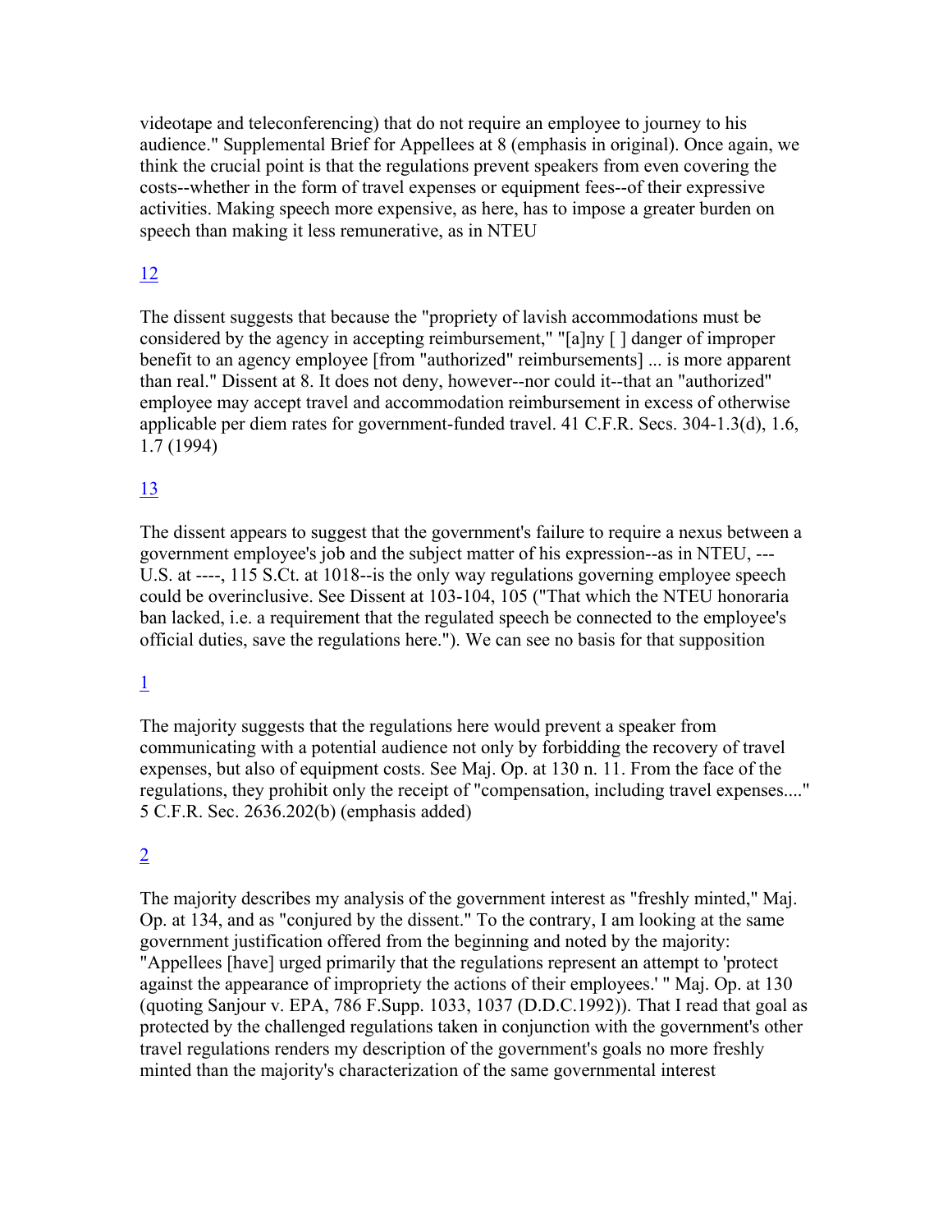videotape and teleconferencing) that do not require an employee to journey to his audience." Supplemental Brief for Appellees at 8 (emphasis in original). Once again, we think the crucial point is that the regulations prevent speakers from even covering the costs--whether in the form of travel expenses or equipment fees--of their expressive activities. Making speech more expensive, as here, has to impose a greater burden on speech than making it less remunerative, as in NTEU

12

The dissent suggests that because the "propriety of lavish accommodations must be considered by the agency in accepting reimbursement," "[a]ny [ ] danger of improper benefit to an agency employee [from "authorized" reimbursements] ... is more apparent than real." Dissent at 8. It does not deny, however--nor could it--that an "authorized" employee may accept travel and accommodation reimbursement in excess of otherwise applicable per diem rates for government-funded travel. 41 C.F.R. Secs. 304-1.3(d), 1.6, 1.7 (1994)

13

The dissent appears to suggest that the government's failure to require a nexus between a government employee's job and the subject matter of his expression--as in NTEU, --- U.S. at ----, 115 S.Ct. at 1018--is the only way regulations governing employee speech could be overinclusive. See Dissent at 103-104, 105 ("That which the NTEU honoraria ban lacked, i.e. a requirement that the regulated speech be connected to the employee's official duties, save the regulations here."). We can see no basis for that supposition

1

The majority suggests that the regulations here would prevent a speaker from communicating with a potential audience not only by forbidding the recovery of travel expenses, but also of equipment costs. See Maj. Op. at 130 n. 11. From the face of the regulations, they prohibit only the receipt of "compensation, including travel expenses...." 5 C.F.R. Sec. 2636.202(b) (emphasis added)

2

The majority describes my analysis of the government interest as "freshly minted," Maj. Op. at 134, and as "conjured by the dissent." To the contrary, I am looking at the same government justification offered from the beginning and noted by the majority: "Appellees [have] urged primarily that the regulations represent an attempt to 'protect against the appearance of impropriety the actions of their employees.' " Maj. Op. at 130 (quoting Sanjour v. EPA, 786 F.Supp. 1033, 1037 (D.D.C.1992)). That I read that goal as protected by the challenged regulations taken in conjunction with the government's other travel regulations renders my description of the government's goals no more freshly minted than the majority's characterization of the same governmental interest